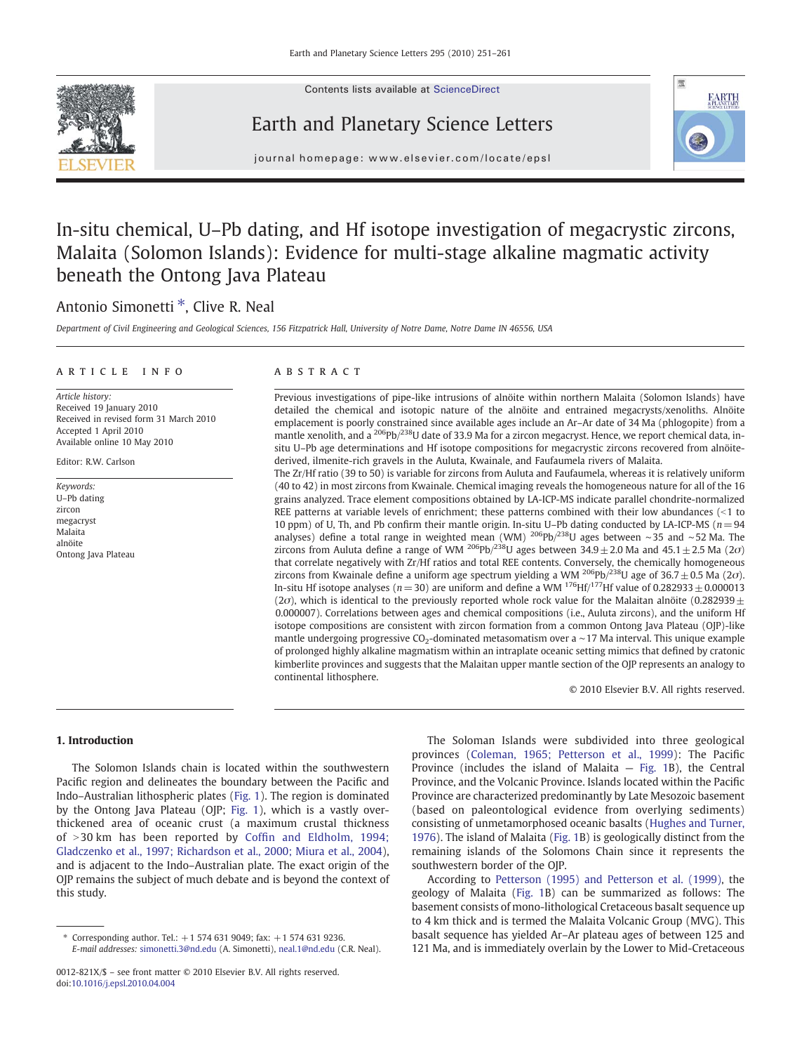# In-situ chemical, U–Pb dating, and Hf isotope investigation of megacrystic zircons, Malaita (Solomon Islands): Evidence for multi-stage alkaline magmatic activity beneath the Ontong Java Plateau

Antonio Simonetti *, Clive R. Neal

*Department of Civil Engineering and Geological Sciences, 156 Fitzpatrick Hall, University of Notre Dame, Notre Dame IN 46556, USA*

## ARTICLE INFO

*Article history:*
Received 19 January 2010
Received in revised form 31 March 2010
Accepted 1 April 2010
Available online 10 May 2010

Editor: R.W. Carlson

*Keywords:*
U–Pb dating
zircon
megacryst
Malaita
alnöite
Ontong Java Plateau

## ABSTRACT

Previous investigations of pipe-like intrusions of alnöite within northern Malaita (Solomon Islands) have detailed the chemical and isotopic nature of the alnöite and entrained megacrysts/xenoliths. Alnöite emplacement is poorly constrained since available ages include an Ar–Ar date of 34 Ma (phlogopite) from a mantle xenolith, and a $^{206}Pb/^{238}U$ date of 33.9 Ma for a zircon megacryst. Hence, we report chemical data, in-situ U–Pb age determinations and Hf isotope compositions for megacrystic zircons recovered from alnöite-derived, ilmenite-rich gravels in the Auluta, Kwainale, and Faufaumela rivers of Malaita.

The Zr/Hf ratio (39 to 50) is variable for zircons from Auluta and Faufaumela, whereas it is relatively uniform (40 to 42) in most zircons from Kwainale. Chemical imaging reveals the homogeneous nature for all of the 16 grains analyzed. Trace element compositions obtained by LA-ICP-MS indicate parallel chondrite-normalized REE patterns at variable levels of enrichment; these patterns combined with their low abundances (<1 to 10 ppm) of U, Th, and Pb confirm their mantle origin. In-situ U–Pb dating conducted by LA-ICP-MS ($n = 94$ analyses) define a total range in weighted mean (WM) $^{206}Pb/^{238}U$ ages between ~35 and ~52 Ma. The zircons from Auluta define a range of WM $^{206}Pb/^{238}U$ ages between 34.9 ± 2.0 Ma and 45.1 ± 2.5 Ma (2$\sigma$) that correlate negatively with Zr/Hf ratios and total REE contents. Conversely, the chemically homogeneous zircons from Kwainale define a uniform age spectrum yielding a WM $^{206}Pb/^{238}U$ age of 36.7 ± 0.5 Ma (2$\sigma$). In-situ Hf isotope analyses ($n = 30$) are uniform and define a WM $^{176}Hf/^{177}Hf$ value of 0.282933 ± 0.000013 (2$\sigma$), which is identical to the previously reported whole rock value for the Malaitan alnöite (0.282939 ± 0.000007). Correlations between ages and chemical compositions (i.e., Auluta zircons), and the uniform Hf isotope compositions are consistent with zircon formation from a common Ontong Java Plateau (OJP)-like mantle undergoing progressive $CO_2$-dominated metasomatism over a ~17 Ma interval. This unique example of prolonged highly alkaline magmatism within an intraplate oceanic setting mimics that defined by cratonic kimberlite provinces and suggests that the Malaitan upper mantle section of the OJP represents an analogy to continental lithosphere.

© 2010 Elsevier B.V. All rights reserved.

## 1. Introduction

The Solomon Islands chain is located within the southwestern Pacific region and delineates the boundary between the Pacific and Indo–Australian lithospheric plates (Fig. 1). The region is dominated by the Ontong Java Plateau (OJP; Fig. 1), which is a vastly over-thickened area of oceanic crust (a maximum crustal thickness of >30 km has been reported by Coffin and Eldholm, 1994; Gladczenko et al., 1997; Richardson et al., 2000; Miura et al., 2004), and is adjacent to the Indo–Australian plate. The exact origin of the OJP remains the subject of much debate and is beyond the context of this study.

The Soloman Islands were subdivided into three geological provinces (Coleman, 1965; Petterson et al., 1999): The Pacific Province (includes the island of Malaita — Fig. 1B), the Central Province, and the Volcanic Province. Islands located within the Pacific Province are characterized predominantly by Late Mesozoic basement (based on paleontological evidence from overlying sediments) consisting of unmetamorphosed oceanic basalts (Hughes and Turner, 1976). The island of Malaita (Fig. 1B) is geologically distinct from the remaining islands of the Solomons Chain since it represents the southwestern border of the OJP.

According to Petterson (1995) and Petterson et al. (1999), the geology of Malaita (Fig. 1B) can be summarized as follows: The basement consists of mono-lithological Cretaceous basalt sequence up to 4 km thick and is termed the Malaita Volcanic Group (MVG). This basalt sequence has yielded Ar–Ar plateau ages of between 125 and 121 Ma, and is immediately overlain by the Lower to Mid-Cretaceous

* Corresponding author. Tel.: +1 574 631 9049; fax: +1 574 631 9236.
*E-mail addresses:* simonetti.3@nd.edu (A. Simonetti), neal.1@nd.edu (C.R. Neal).

0012-821X/$ – see front matter © 2010 Elsevier B.V. All rights reserved.
doi:10.1016/j.epsl.2010.04.004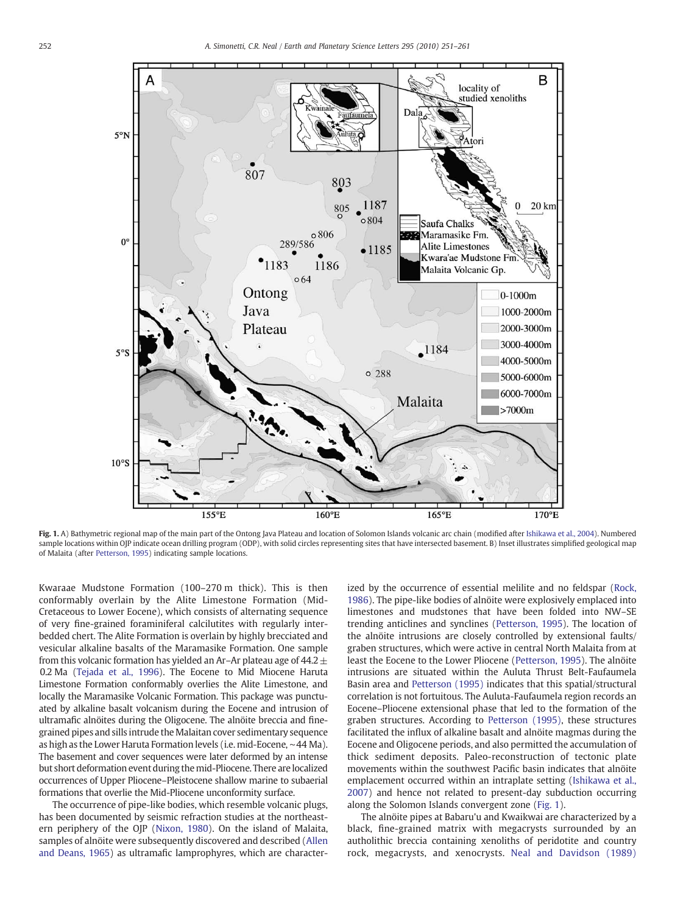Fig. 1. A) Bathymetric regional map of the main part of the Ontong Java Plateau and location of Solomon Islands volcanic arc chain (modified after Ishikawa et al., 2004). Numbered sample locations within OJP indicate ocean drilling program (ODP), with solid circles representing sites that have intersected basement. B) Inset illustrates simplified geological map of Malaita (after Petterson, 1995) indicating sample locations.

Kwaraae Mudstone Formation (100–270 m thick). This is then conformably overlain by the Alite Limestone Formation (Mid-Cretaceous to Lower Eocene), which consists of alternating sequence of very fine-grained foraminiferal calcilutites with regularly interbedded chert. The Alite Formation is overlain by highly brecciated and vesicular alkaline basalts of the Maramasike Formation. One sample from this volcanic formation has yielded an Ar–Ar plateau age of 44.2 ± 0.2 Ma (Tejada et al., 1996). The Eocene to Mid Miocene Haruta Limestone Formation conformably overlies the Alite Limestone, and locally the Maramasike Volcanic Formation. This package was punctuated by alkaline basalt volcanism during the Eocene and intrusion of ultramafic alnöites during the Oligocene. The alnöite breccia and fine-grained pipes and sills intrude the Malaitan cover sedimentary sequence as high as the Lower Haruta Formation levels (i.e. mid-Eocene, ~44 Ma). The basement and cover sequences were later deformed by an intense but short deformation event during the mid-Pliocene. There are localized occurrences of Upper Pliocene–Pleistocene shallow marine to subaerial formations that overlie the Mid-Pliocene unconformity surface.

The occurrence of pipe-like bodies, which resemble volcanic plugs, has been documented by seismic refraction studies at the northeastern periphery of the OJP (Nixon, 1980). On the island of Malaita, samples of alnöite were subsequently discovered and described (Allen and Deans, 1965) as ultramafic lamprophyres, which are characterized by the occurrence of essential melilite and no feldspar (Rock, 1986). The pipe-like bodies of alnöite were explosively emplaced into limestones and mudstones that have been folded into NW–SE trending anticlines and synclines (Petterson, 1995). The location of the alnöite intrusions are closely controlled by extensional faults/graben structures, which were active in central North Malaita from at least the Eocene to the Lower Pliocene (Petterson, 1995). The alnöite intrusions are situated within the Auluta Thrust Belt-Faufaumela Basin area and Petterson (1995) indicates that this spatial/structural correlation is not fortuitous. The Auluta-Faufaumela region records an Eocene–Pliocene extensional phase that led to the formation of the graben structures. According to Petterson (1995), these structures facilitated the influx of alkaline basalt and alnöite magmas during the Eocene and Oligocene periods, and also permitted the accumulation of thick sediment deposits. Paleo-reconstruction of tectonic plate movements within the southwest Pacific basin indicates that alnöite emplacement occurred within an intraplate setting (Ishikawa et al., 2007) and hence not related to present-day subduction occurring along the Solomon Islands convergent zone (Fig. 1).

The alnöite pipes at Babaru'u and Kwaikwai are characterized by a black, fine-grained matrix with megacrysts surrounded by an autholithic breccia containing xenoliths of peridotite and country rock, megacrysts, and xenocrysts. Neal and Davidson (1989)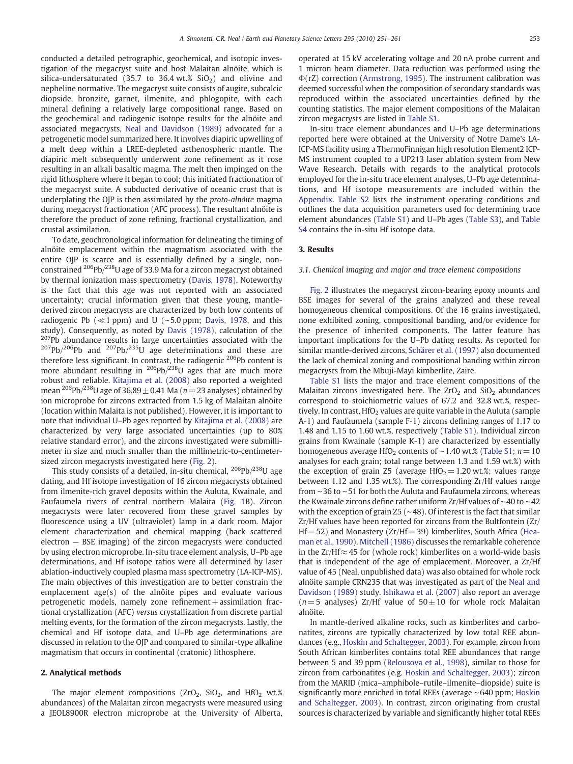conducted a detailed petrographic, geochemical, and isotopic investigation of the megacryst suite and host Malaitan alnöite, which is silica-undersaturated (35.7 to 36.4 wt.% $SiO_2$) and olivine and nepheline normative. The megacryst suite consists of augite, subcalcic diopside, bronzite, garnet, ilmenite, and phlogopite, with each mineral defining a relatively large compositional range. Based on the geochemical and radiogenic isotope results for the alnöite and associated megacrysts, Neal and Davidson (1989) advocated for a petrogenetic model summarized here. It involves diapiric upwelling of a melt deep within a LREE-depleted asthenospheric mantle. The diapiric melt subsequently underwent zone refinement as it rose resulting in an alkali basaltic magma. The melt then impinged on the rigid lithosphere where it began to cool; this initiated fractionation of the megacryst suite. A subducted derivative of oceanic crust that is underplating the OJP is then assimilated by the *proto-alnöite* magma during megacryst fractionation (AFC process). The resultant alnöite is therefore the product of zone refining, fractional crystallization, and crustal assimilation.

To date, geochronological information for delineating the timing of alnöite emplacement within the magmatism associated with the entire OJP is scarce and is essentially defined by a single, non-constrained $^{206}Pb/^{238}U$ age of 33.9 Ma for a zircon megacryst obtained by thermal ionization mass spectrometry (Davis, 1978). Noteworthy is the fact that this age was not reported with an associated uncertainty; crucial information given that these young, mantle-derived zircon megacrysts are characterized by both low contents of radiogenic Pb ($\ll$1 ppm) and U (~5.0 ppm; Davis, 1978, and this study). Consequently, as noted by Davis (1978), calculation of the $^{207}Pb$ abundance results in large uncertainties associated with the $^{207}Pb/^{206}Pb$ and $^{207}Pb/^{235}U$ age determinations and these are therefore less significant. In contrast, the radiogenic $^{206}Pb$ content is more abundant resulting in $^{206}Pb/^{238}U$ ages that are much more robust and reliable. Kitajima et al. (2008) also reported a weighted mean $^{206}Pb/^{238}U$ age of 36.89 ± 0.41 Ma ($n$ = 23 analyses) obtained by ion microprobe for zircons extracted from 1.5 kg of Malaitan alnöite (location within Malaita is not published). However, it is important to note that individual U–Pb ages reported by Kitajima et al. (2008) are characterized by very large associated uncertainties (up to 80% relative standard error), and the zircons investigated were submillimeter in size and much smaller than the millimetric-to-centimeter-sized zircon megacrysts investigated here (Fig. 2).

This study consists of a detailed, in-situ chemical, $^{206}Pb/^{238}U$ age dating, and Hf isotope investigation of 16 zircon megacrysts obtained from ilmenite-rich gravel deposits within the Auluta, Kwainale, and Faufaumela rivers of central northern Malaita (Fig. 1B). Zircon megacrysts were later recovered from these gravel samples by fluorescence using a UV (ultraviolet) lamp in a dark room. Major element characterization and chemical mapping (back scattered electron — BSE imaging) of the zircon megacrysts were conducted by using electron microprobe. In-situ trace element analysis, U–Pb age determinations, and Hf isotope ratios were all determined by laser ablation-inductively coupled plasma mass spectrometry (LA-ICP-MS). The main objectives of this investigation are to better constrain the emplacement age(s) of the alnöite pipes and evaluate various petrogenetic models, namely zone refinement + assimilation fractional crystallization (AFC) *versus* crystallization from discrete partial melting events, for the formation of the zircon megacrysts. Lastly, the chemical and Hf isotope data, and U–Pb age determinations are discussed in relation to the OJP and compared to similar-type alkaline magmatism that occurs in continental (cratonic) lithosphere.

## 2. Analytical methods

The major element compositions ($ZrO_2$, $SiO_2$, and $HfO_2$ wt.% abundances) of the Malaitan zircon megacrysts were measured using a JEOL8900R electron microprobe at the University of Alberta, operated at 15 kV accelerating voltage and 20 nA probe current and 1 micron beam diameter. Data reduction was performed using the $\Phi(\rho Z)$ correction (Armstrong, 1995). The instrument calibration was deemed successful when the composition of secondary standards was reproduced within the associated uncertainties defined by the counting statistics. The major element compositions of the Malaitan zircon megacrysts are listed in Table S1.

In-situ trace element abundances and U–Pb age determinations reported here were obtained at the University of Notre Dame's LA-ICP-MS facility using a ThermoFinnigan high resolution Element2 ICP-MS instrument coupled to a UP213 laser ablation system from New Wave Research. Details with regards to the analytical protocols employed for the in-situ trace element analyses, U–Pb age determinations, and Hf isotope measurements are included within the Appendix. Table S2 lists the instrument operating conditions and outlines the data acquisition parameters used for determining trace element abundances (Table S1) and U–Pb ages (Table S3), and Table S4 contains the in-situ Hf isotope data.

## 3. Results

### 3.1. Chemical imaging and major and trace element compositions

Fig. 2 illustrates the megacryst zircon-bearing epoxy mounts and BSE images for several of the grains analyzed and these reveal homogeneous chemical compositions. Of the 16 grains investigated, none exhibited zoning, compositional banding, and/or evidence for the presence of inherited components. The latter feature has important implications for the U–Pb dating results. As reported for similar mantle-derived zircons, Schärer et al. (1997) also documented the lack of chemical zoning and compositional banding within zircon megacrysts from the Mbuji-Mayi kimberlite, Zaire.

Table S1 lists the major and trace element compositions of the Malaitan zircons investigated here. The $ZrO_2$ and $SiO_2$ abundances correspond to stoichiometric values of 67.2 and 32.8 wt.%, respectively. In contrast, $HfO_2$ values are quite variable in the Auluta (sample A-1) and Faufaumela (sample F-1) zircons defining ranges of 1.17 to 1.48 and 1.15 to 1.60 wt.%, respectively (Table S1). Individual zircon grains from Kwainale (sample K-1) are characterized by essentially homogeneous average $HfO_2$ contents of ~1.40 wt.% (Table S1; $n$ = 10 analyses for each grain; total range between 1.3 and 1.59 wt.%) with the exception of grain Z5 (average $HfO_2$ = 1.20 wt.%; values range between 1.12 and 1.35 wt.%). The corresponding Zr/Hf values range from ~36 to ~51 for both the Auluta and Faufaumela zircons, whereas the Kwainale zircons define rather uniform Zr/Hf values of ~40 to ~42 with the exception of grain Z5 (~48). Of interest is the fact that similar Zr/Hf values have been reported for zircons from the Bultfontein (Zr/Hf = 52) and Monastery (Zr/Hf = 39) kimberlites, South Africa (Heaman et al., 1990). Mitchell (1986) discusses the remarkable coherence in the Zr/Hf ≈ 45 for (whole rock) kimberlites on a world-wide basis that is independent of the age of emplacement. Moreover, a Zr/Hf value of 45 (Neal, unpublished data) was also obtained for whole rock alnöite sample CRN235 that was investigated as part of the Neal and Davidson (1989) study. Ishikawa et al. (2007) also report an average ($n$ = 5 analyses) Zr/Hf value of 50 ± 10 for whole rock Malaitan alnöite.

In mantle-derived alkaline rocks, such as kimberlites and carbonatites, zircons are typically characterized by low total REE abundances (e.g., Hoskin and Schaltegger, 2003). For example, zircon from South African kimberlites contains total REE abundances that range between 5 and 39 ppm (Belousova et al., 1998), similar to those for zircon from carbonatites (e.g. Hoskin and Schaltegger, 2003); zircon from the MARID (mica–amphibole–rutile–ilmenite–diopside) suite is significantly more enriched in total REEs (average ~640 ppm; Hoskin and Schaltegger, 2003). In contrast, zircon originating from crustal sources is characterized by variable and significantly higher total REEs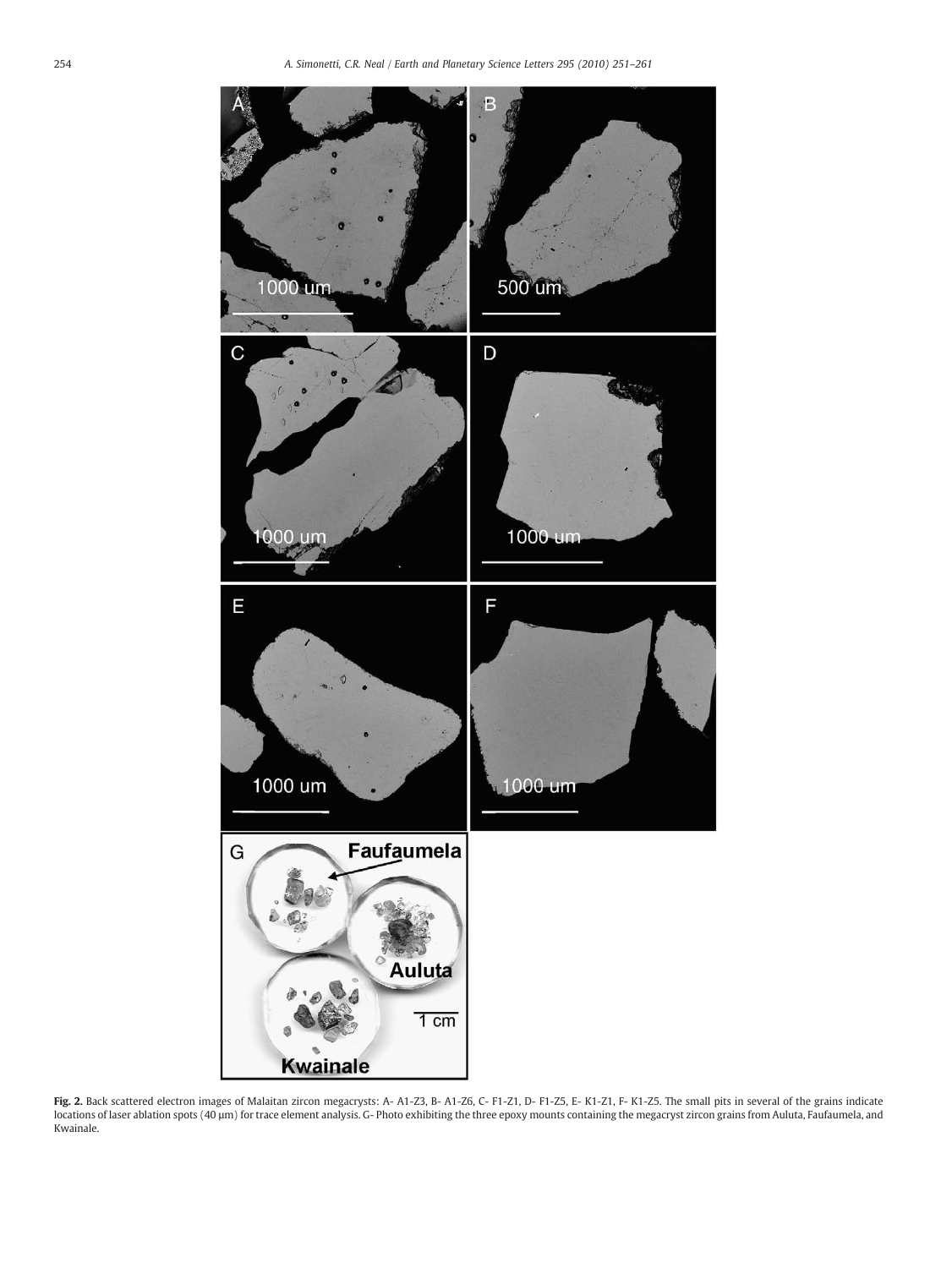**Fig. 2.** Back scattered electron images of Malaitan zircon megacrysts: A- A1-Z3, B- A1-Z6, C- F1-Z1, D- F1-Z5, E- K1-Z1, F- K1-Z5. The small pits in several of the grains indicate locations of laser ablation spots (40 μm) for trace element analysis. G- Photo exhibiting the three epoxy mounts containing the megacryst zircon grains from Auluta, Faufaumela, and Kwainale.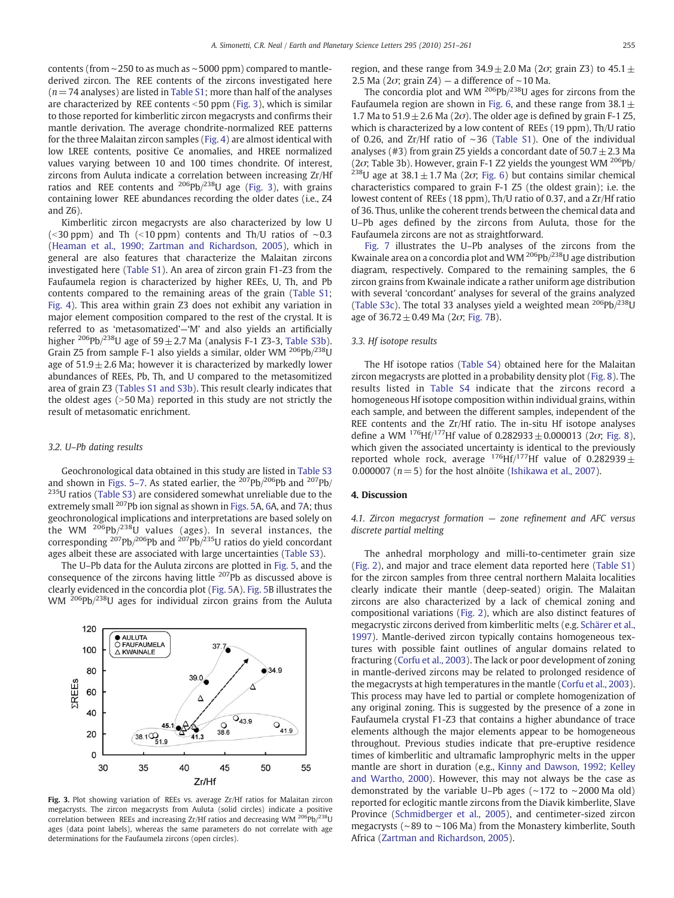contents (from ~250 to as much as ~5000 ppm) compared to mantle-derived zircon. The REE contents of the zircons investigated here ($n=74$ analyses) are listed in Table S1; more than half of the analyses are characterized by REE contents <50 ppm (Fig. 3), which is similar to those reported for kimberlitic zircon megacrysts and confirms their mantle derivation. The average chondrite-normalized REE patterns for the three Malaitan zircon samples (Fig. 4) are almost identical with low LREE contents, positive Ce anomalies, and HREE normalized values varying between 10 and 100 times chondrite. Of interest, zircons from Auluta indicate a correlation between increasing Zr/Hf ratios and REE contents and $^{206}Pb/^{238}U$ age (Fig. 3), with grains containing lower REE abundances recording the older dates (i.e., Z4 and Z6).

Kimberlitic zircon megacrysts are also characterized by low U (<30 ppm) and Th (<10 ppm) contents and Th/U ratios of ~0.3 (Heaman et al., 1990; Zartman and Richardson, 2005), which in general are also features that characterize the Malaitan zircons investigated here (Table S1). An area of zircon grain F1-Z3 from the Faufaumela region is characterized by higher REEs, U, Th, and Pb contents compared to the remaining areas of the grain (Table S1; Fig. 4). This area within grain Z3 does not exhibit any variation in major element composition compared to the rest of the crystal. It is referred to as 'metasomatized'—'M' and also yields an artificially higher $^{206}Pb/^{238}U$ age of $59 \pm 2.7$ Ma (analysis F-1 Z3-3, Table S3b). Grain Z5 from sample F-1 also yields a similar, older WM $^{206}Pb/^{238}U$ age of $51.9 \pm 2.6$ Ma; however it is characterized by markedly lower abundances of REEs, Pb, Th, and U compared to the metasomitized area of grain Z3 (Tables S1 and S3b). This result clearly indicates that the oldest ages (>50 Ma) reported in this study are not strictly the result of metasomatic enrichment.

### 3.2. U–Pb dating results

Geochronological data obtained in this study are listed in Table S3 and shown in Figs. 5–7. As stated earlier, the $^{207}Pb/^{206}Pb$ and $^{207}Pb/^{235}U$ ratios (Table S3) are considered somewhat unreliable due to the extremely small $^{207}Pb$ ion signal as shown in Figs. 5A, 6A, and 7A; thus geochronological implications and interpretations are based solely on the WM $^{206}Pb/^{238}U$ values (ages). In several instances, the corresponding $^{207}Pb/^{206}Pb$ and $^{207}Pb/^{235}U$ ratios do yield concordant ages albeit these are associated with large uncertainties (Table S3).

The U–Pb data for the Auluta zircons are plotted in Fig. 5, and the consequence of the zircons having little $^{207}Pb$ as discussed above is clearly evidenced in the concordia plot (Fig. 5A). Fig. 5B illustrates the WM $^{206}Pb/^{238}U$ ages for individual zircon grains from the Auluta region, and these range from $34.9 \pm 2.0$ Ma ($2\sigma$; grain Z3) to $45.1 \pm 2.5$ Ma ($2\sigma$; grain Z4) — a difference of ~10 Ma.

Fig. 3. Plot showing variation of REEs vs. average Zr/Hf ratios for Malaitan zircon megacrysts. The zircon megacrysts from Auluta (solid circles) indicate a positive correlation between REEs and increasing Zr/Hf ratios and decreasing WM $^{206}Pb/^{238}U$ ages (data point labels), whereas the same parameters do not correlate with age determinations for the Faufaumela zircons (open circles).

The concordia plot and WM $^{206}Pb/^{238}U$ ages for zircons from the Faufaumela region are shown in Fig. 6, and these range from $38.1 \pm 1.7$ Ma to $51.9 \pm 2.6$ Ma ($2\sigma$). The older age is defined by grain F-1 Z5, which is characterized by a low content of REEs (19 ppm), Th/U ratio of 0.26, and Zr/Hf ratio of ~36 (Table S1). One of the individual analyses (#3) from grain Z5 yields a concordant date of $50.7 \pm 2.3$ Ma ($2\sigma$; Table 3b). However, grain F-1 Z2 yields the youngest WM $^{206}Pb/^{238}U$ age at $38.1 \pm 1.7$ Ma ($2\sigma$; Fig. 6) but contains similar chemical characteristics compared to grain F-1 Z5 (the oldest grain); i.e. the lowest content of REEs (18 ppm), Th/U ratio of 0.37, and a Zr/Hf ratio of 36. Thus, unlike the coherent trends between the chemical data and U–Pb ages defined by the zircons from Auluta, those for the Faufaumela zircons are not as straightforward.

Fig. 7 illustrates the U–Pb analyses of the zircons from the Kwainale area on a concordia plot and WM $^{206}Pb/^{238}U$ age distribution diagram, respectively. Compared to the remaining samples, the 6 zircon grains from Kwainale indicate a rather uniform age distribution with several 'concordant' analyses for several of the grains analyzed (Table S3c). The total 33 analyses yield a weighted mean $^{206}Pb/^{238}U$ age of $36.72 \pm 0.49$ Ma ($2\sigma$; Fig. 7B).

### 3.3. Hf isotope results

The Hf isotope ratios (Table S4) obtained here for the Malaitan zircon megacrysts are plotted in a probability density plot (Fig. 8). The results listed in Table S4 indicate that the zircons record a homogeneous Hf isotope composition within individual grains, within each sample, and between the different samples, independent of the REE contents and the Zr/Hf ratio. The in-situ Hf isotope analyses define a WM $^{176}Hf/^{177}Hf$ value of $0.282933 \pm 0.000013$ ($2\sigma$; Fig. 8), which given the associated uncertainty is identical to the previously reported whole rock, average $^{176}Hf/^{177}Hf$ value of $0.282939 \pm 0.000007$ ($n=5$) for the host alnöite (Ishikawa et al., 2007).

## 4. Discussion

### 4.1. Zircon megacryst formation — zone refinement and AFC versus discrete partial melting

The anhedral morphology and milli-to-centimeter grain size (Fig. 2), and major and trace element data reported here (Table S1) for the zircon samples from three central northern Malaita localities clearly indicate their mantle (deep-seated) origin. The Malaitan zircons are also characterized by a lack of chemical zoning and compositional variations (Fig. 2), which are also distinct features of megacrystic zircons derived from kimberlitic melts (e.g. Schärer et al., 1997). Mantle-derived zircon typically contains homogeneous textures with possible faint outlines of angular domains related to fracturing (Corfu et al., 2003). The lack or poor development of zoning in mantle-derived zircons may be related to prolonged residence of the megacrysts at high temperatures in the mantle (Corfu et al., 2003). This process may have led to partial or complete homogenization of any original zoning. This is suggested by the presence of a zone in Faufaumela crystal F1-Z3 that contains a higher abundance of trace elements although the major elements appear to be homogeneous throughout. Previous studies indicate that pre-eruptive residence times of kimberlitic and ultramafic lamprophyric melts in the upper mantle are short in duration (e.g., Kinny and Dawson, 1992; Kelley and Wartho, 2000). However, this may not always be the case as demonstrated by the variable U–Pb ages (~172 to ~2000 Ma old) reported for eclogitic mantle zircons from the Diavik kimberlite, Slave Province (Schmidberger et al., 2005), and centimeter-sized zircon megacrysts (~89 to ~106 Ma) from the Monastery kimberlite, South Africa (Zartman and Richardson, 2005).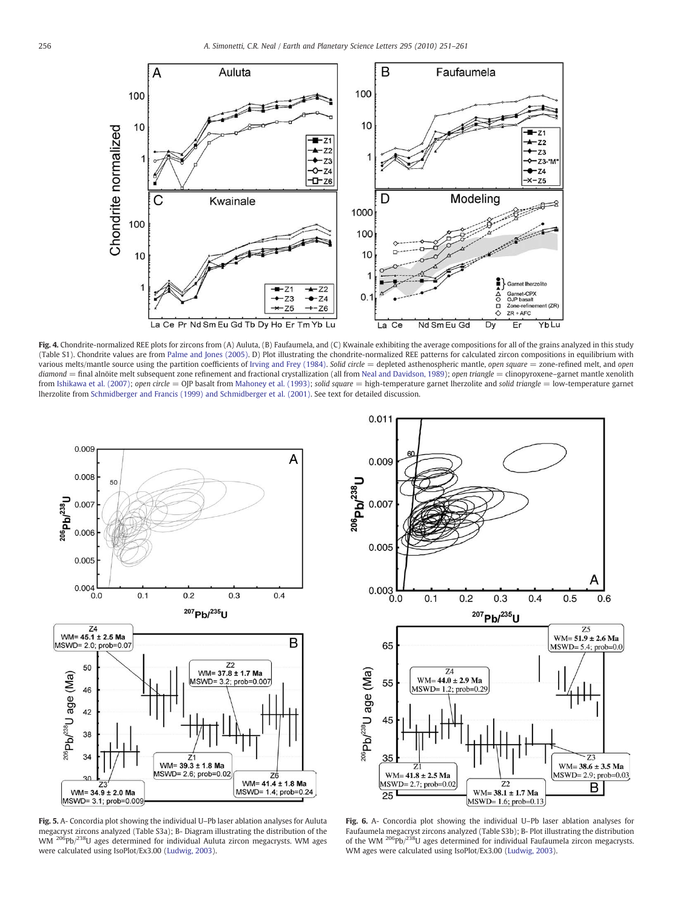**Fig. 4.** Chondrite-normalized REE plots for zircons from (A) Auluta, (B) Faufaumela, and (C) Kwainale exhibiting the average compositions for all of the grains analyzed in this study (Table S1). Chondrite values are from Palme and Jones (2005). D) Plot illustrating the chondrite-normalized REE patterns for calculated zircon compositions in equilibrium with various melts/mantle source using the partition coefficients of Irving and Frey (1984). *Solid circle* = depleted asthenospheric mantle, *open square* = zone-refined melt, and *open diamond* = final alnöite melt subsequent zone refinement and fractional crystallization (all from Neal and Davidson, 1989); *open triangle* = clinopyroxene–garnet mantle xenolith from Ishikawa et al. (2007); *open circle* = OJP basalt from Mahoney et al. (1993); *solid square* = high-temperature garnet lherzolite and *solid triangle* = low-temperature garnet lherzolite from Schmidberger and Francis (1999) and Schmidberger et al. (2001). See text for detailed discussion.

**Fig. 5.** A- Concordia plot showing the individual U–Pb laser ablation analyses for Auluta megacryst zircons analyzed (Table S3a); B- Diagram illustrating the distribution of the WM $^{206}Pb/^{238}U$ ages determined for individual Auluta zircon megacrysts. WM ages were calculated using IsoPlot/Ex3.00 (Ludwig, 2003).

**Fig. 6.** A- Concordia plot showing the individual U–Pb laser ablation analyses for Faufaumela megacryst zircons analyzed (Table S3b); B- Plot illustrating the distribution of the WM $^{206}Pb/^{238}U$ ages determined for individual Faufaumela zircon megacrysts. WM ages were calculated using IsoPlot/Ex3.00 (Ludwig, 2003).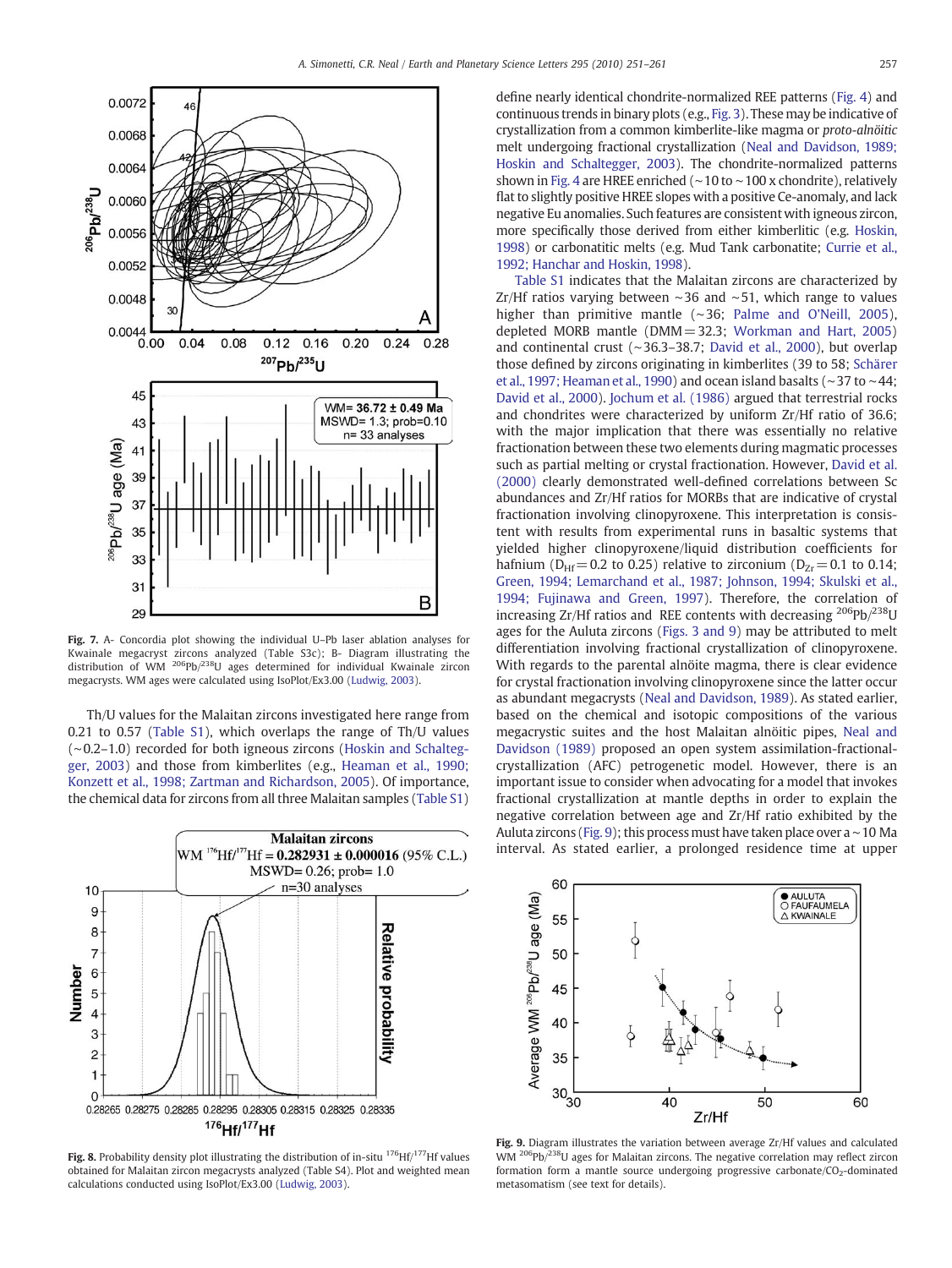Fig. 7. A- Concordia plot showing the individual U–Pb laser ablation analyses for Kwainale megacryst zircons analyzed (Table S3c); B- Diagram illustrating the distribution of WM $^{206}Pb/^{238}U$ ages determined for individual Kwainale zircon megacrysts. WM ages were calculated using IsoPlot/Ex3.00 (Ludwig, 2003).

Th/U values for the Malaitan zircons investigated here range from 0.21 to 0.57 (Table S1), which overlaps the range of Th/U values (~0.2–1.0) recorded for both igneous zircons (Hoskin and Schaltegger, 2003) and those from kimberlites (e.g., Heaman et al., 1990; Konzett et al., 1998; Zartman and Richardson, 2005). Of importance, the chemical data for zircons from all three Malaitan samples (Table S1) define nearly identical chondrite-normalized REE patterns (Fig. 4) and continuous trends in binary plots (e.g., Fig. 3). These may be indicative of crystallization from a common kimberlite-like magma or *proto-alnöitic* melt undergoing fractional crystallization (Neal and Davidson, 1989; Hoskin and Schaltegger, 2003). The chondrite-normalized patterns shown in Fig. 4 are HREE enriched (~10 to ~100 x chondrite), relatively flat to slightly positive HREE slopes with a positive Ce-anomaly, and lack negative Eu anomalies. Such features are consistent with igneous zircon, more specifically those derived from either kimberlitic (e.g. Hoskin, 1998) or carbonatitic melts (e.g. Mud Tank carbonatite; Currie et al., 1992; Hanchar and Hoskin, 1998).

Table S1 indicates that the Malaitan zircons are characterized by Zr/Hf ratios varying between ~36 and ~51, which range to values higher than primitive mantle (~36; Palme and O'Neill, 2005), depleted MORB mantle (DMM = 32.3; Workman and Hart, 2005) and continental crust (~36.3–38.7; David et al., 2000), but overlap those defined by zircons originating in kimberlites (39 to 58; Schärer et al., 1997; Heaman et al., 1990) and ocean island basalts (~37 to ~44; David et al., 2000). Jochum et al. (1986) argued that terrestrial rocks and chondrites were characterized by uniform Zr/Hf ratio of 36.6; with the major implication that there was essentially no relative fractionation between these two elements during magmatic processes such as partial melting or crystal fractionation. However, David et al. (2000) clearly demonstrated well-defined correlations between Sc abundances and Zr/Hf ratios for MORBs that are indicative of crystal fractionation involving clinopyroxene. This interpretation is consistent with results from experimental runs in basaltic systems that yielded higher clinopyroxene/liquid distribution coefficients for hafnium ($D_{Hf}$ = 0.2 to 0.25) relative to zirconium ($D_{Zr}$ = 0.1 to 0.14; Green, 1994; Lemarchand et al., 1987; Johnson, 1994; Skulski et al., 1994; Fujinawa and Green, 1997). Therefore, the correlation of increasing Zr/Hf ratios and REE contents with decreasing $^{206}Pb/^{238}U$ ages for the Auluta zircons (Figs. 3 and 9) may be attributed to melt differentiation involving fractional crystallization of clinopyroxene. With regards to the parental alnöite magma, there is clear evidence for crystal fractionation involving clinopyroxene since the latter occur as abundant megacrysts (Neal and Davidson, 1989). As stated earlier, based on the chemical and isotopic compositions of the various megacrystic suites and the host Malaitan alnöitic pipes, Neal and Davidson (1989) proposed an open system assimilation-fractional-crystallization (AFC) petrogenetic model. However, there is an important issue to consider when advocating for a model that invokes fractional crystallization at mantle depths in order to explain the negative correlation between age and Zr/Hf ratio exhibited by the Auluta zircons (Fig. 9); this process must have taken place over a ~10 Ma interval. As stated earlier, a prolonged residence time at upper

Fig. 8. Probability density plot illustrating the distribution of in-situ $^{176}Hf/^{177}Hf$ values obtained for Malaitan zircon megacrysts analyzed (Table S4). Plot and weighted mean calculations conducted using IsoPlot/Ex3.00 (Ludwig, 2003).

Fig. 9. Diagram illustrates the variation between average Zr/Hf values and calculated WM $^{206}Pb/^{238}U$ ages for Malaitan zircons. The negative correlation may reflect zircon formation form a mantle source undergoing progressive carbonate/$CO_2$-dominated metasomatism (see text for details).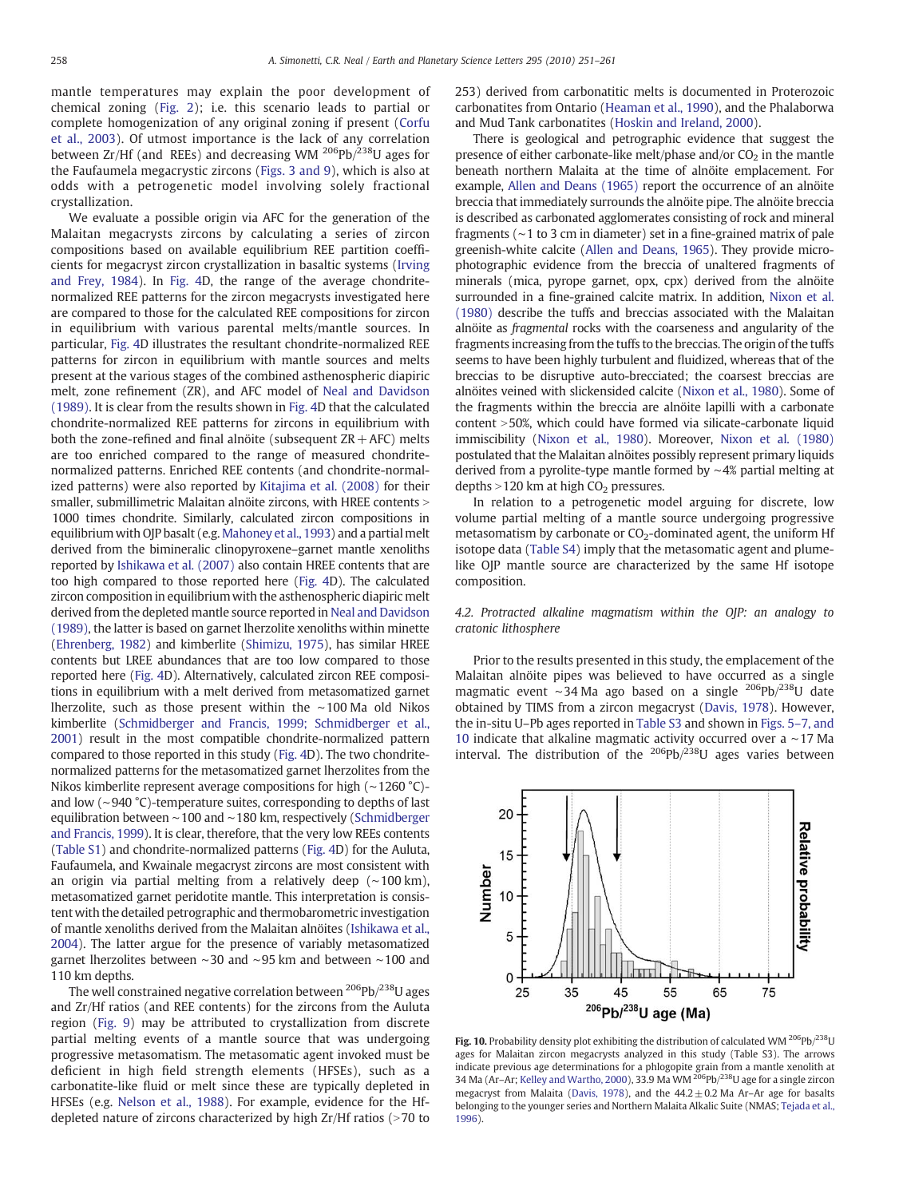mantle temperatures may explain the poor development of chemical zoning (Fig. 2); i.e. this scenario leads to partial or complete homogenization of any original zoning if present (Corfu et al., 2003). Of utmost importance is the lack of any correlation between Zr/Hf (and REEs) and decreasing WM $^{206}Pb/^{238}U$ ages for the Faufaumela megacrystic zircons (Figs. 3 and 9), which is also at odds with a petrogenetic model involving solely fractional crystallization.

We evaluate a possible origin via AFC for the generation of the Malaitan megacrysts zircons by calculating a series of zircon compositions based on available equilibrium REE partition coefficients for megacryst zircon crystallization in basaltic systems (Irving and Frey, 1984). In Fig. 4D, the range of the average chondrite-normalized REE patterns for the zircon megacrysts investigated here are compared to those for the calculated REE compositions for zircon in equilibrium with various parental melts/mantle sources. In particular, Fig. 4D illustrates the resultant chondrite-normalized REE patterns for zircon in equilibrium with mantle sources and melts present at the various stages of the combined asthenospheric diapiric melt, zone refinement (ZR), and AFC model of Neal and Davidson (1989). It is clear from the results shown in Fig. 4D that the calculated chondrite-normalized REE patterns for zircons in equilibrium with both the zone-refined and final alnöite (subsequent ZR + AFC) melts are too enriched compared to the range of measured chondrite-normalized patterns. Enriched REE contents (and chondrite-normalized patterns) were also reported by Kitajima et al. (2008) for their smaller, submillimetric Malaitan alnöite zircons, with HREE contents > 1000 times chondrite. Similarly, calculated zircon compositions in equilibrium with OJP basalt (e.g. Mahoney et al., 1993) and a partial melt derived from the bimineralic clinopyroxene–garnet mantle xenoliths reported by Ishikawa et al. (2007) also contain HREE contents that are too high compared to those reported here (Fig. 4D). The calculated zircon composition in equilibrium with the asthenospheric diapiric melt derived from the depleted mantle source reported in Neal and Davidson (1989), the latter is based on garnet lherzolite xenoliths within minette (Ehrenberg, 1982) and kimberlite (Shimizu, 1975), has similar HREE contents but LREE abundances that are too low compared to those reported here (Fig. 4D). Alternatively, calculated zircon REE compositions in equilibrium with a melt derived from metasomatized garnet lherzolite, such as those present within the ~100 Ma old Nikos kimberlite (Schmidberger and Francis, 1999; Schmidberger et al., 2001) result in the most compatible chondrite-normalized pattern compared to those reported in this study (Fig. 4D). The two chondrite-normalized patterns for the metasomatized garnet lherzolites from the Nikos kimberlite represent average compositions for high (~1260 °C)- and low (~940 °C)-temperature suites, corresponding to depths of last equilibration between ~100 and ~180 km, respectively (Schmidberger and Francis, 1999). It is clear, therefore, that the very low REEs contents (Table S1) and chondrite-normalized patterns (Fig. 4D) for the Auluta, Faufaumela, and Kwainale megacryst zircons are most consistent with an origin via partial melting from a relatively deep (~100 km), metasomatized garnet peridotite mantle. This interpretation is consistent with the detailed petrographic and thermobarometric investigation of mantle xenoliths derived from the Malaitan alnöites (Ishikawa et al., 2004). The latter argue for the presence of variably metasomatized garnet lherzolites between ~30 and ~95 km and between ~100 and 110 km depths.

The well constrained negative correlation between $^{206}Pb/^{238}U$ ages and Zr/Hf ratios (and REE contents) for the zircons from the Auluta region (Fig. 9) may be attributed to crystallization from discrete partial melting events of a mantle source that was undergoing progressive mantle metasomatism. The metasomatic agent invoked must be deficient in high field strength elements (HFSEs), such as a carbonatite-like fluid or melt since these are typically depleted in HFSEs (e.g. Nelson et al., 1988). For example, evidence for the Hf-depleted nature of zircons characterized by high Zr/Hf ratios (>70 to 253) derived from carbonatitic melts is documented in Proterozoic carbonatites from Ontario (Heaman et al., 1990), and the Phalaborwa and Mud Tank carbonatites (Hoskin and Ireland, 2000).

There is geological and petrographic evidence that suggest the presence of either carbonate-like melt/phase and/or $CO_2$ in the mantle beneath northern Malaita at the time of alnöite emplacement. For example, Allen and Deans (1965) report the occurrence of an alnöite breccia that immediately surrounds the alnöite pipe. The alnöite breccia is described as carbonated agglomerates consisting of rock and mineral fragments (~1 to 3 cm in diameter) set in a fine-grained matrix of pale greenish-white calcite (Allen and Deans, 1965). They provide microphotographic evidence from the breccia of unaltered fragments of minerals (mica, pyrope garnet, opx, cpx) derived from the alnöite surrounded in a fine-grained calcite matrix. In addition, Nixon et al. (1980) describe the tuffs and breccias associated with the Malaitan alnöite as *fragmental* rocks with the coarseness and angularity of the fragments increasing from the tuffs to the breccias. The origin of the tuffs seems to have been highly turbulent and fluidized, whereas that of the breccias to be disruptive auto-brecciated; the coarsest breccias are alnöites veined with slickensided calcite (Nixon et al., 1980). Some of the fragments within the breccia are alnöite lapilli with a carbonate content >50%, which could have formed via silicate-carbonate liquid immiscibility (Nixon et al., 1980). Moreover, Nixon et al. (1980) postulated that the Malaitan alnöites possibly represent primary liquids derived from a pyrolite-type mantle formed by ~4% partial melting at depths >120 km at high $CO_2$ pressures.

In relation to a petrogenetic model arguing for discrete, low volume partial melting of a mantle source undergoing progressive metasomatism by carbonate or $CO_2$-dominated agent, the uniform Hf isotope data (Table S4) imply that the metasomatic agent and plume-like OJP mantle source are characterized by the same Hf isotope composition.

### *4.2. Protracted alkaline magmatism within the OJP: an analogy to cratonic lithosphere*

Prior to the results presented in this study, the emplacement of the Malaitan alnöite pipes was believed to have occurred as a single magmatic event ~34 Ma ago based on a single $^{206}Pb/^{238}U$ date obtained by TIMS from a zircon megacryst (Davis, 1978). However, the in-situ U–Pb ages reported in Table S3 and shown in Figs. 5–7, and 10 indicate that alkaline magmatic activity occurred over a ~17 Ma interval. The distribution of the $^{206}Pb/^{238}U$ ages varies between

**Fig. 10.** Probability density plot exhibiting the distribution of calculated WM $^{206}Pb/^{238}U$ ages for Malaitan zircon megacrysts analyzed in this study (Table S3). The arrows indicate previous age determinations for a phlogopite grain from a mantle xenolith at 34 Ma (Ar–Ar; Kelley and Wartho, 2000), 33.9 Ma WM $^{206}Pb/^{238}U$ age for a single zircon megacryst from Malaita (Davis, 1978), and the 44.2 ± 0.2 Ma Ar–Ar age for basalts belonging to the younger series and Northern Malaita Alkalic Suite (NMAS; Tejada et al., 1996).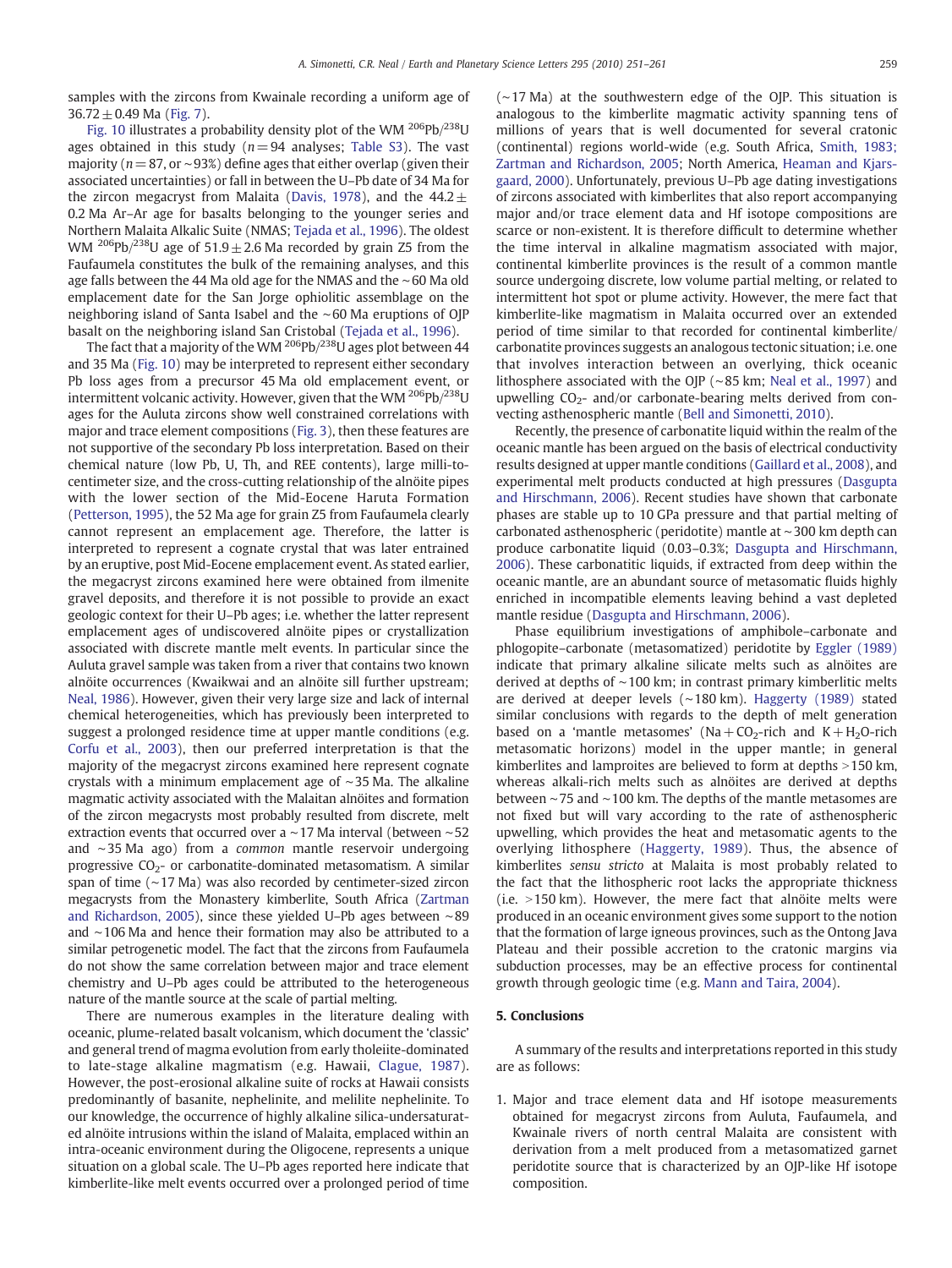samples with the zircons from Kwainale recording a uniform age of 36.72 ± 0.49 Ma (Fig. 7).

Fig. 10 illustrates a probability density plot of the WM $^{206}Pb/^{238}U$ ages obtained in this study ($n = 94$ analyses; Table S3). The vast majority ($n = 87$, or ~93%) define ages that either overlap (given their associated uncertainties) or fall in between the U–Pb date of 34 Ma for the zircon megacryst from Malaita (Davis, 1978), and the 44.2 ± 0.2 Ma Ar–Ar age for basalts belonging to the younger series and Northern Malaita Alkalic Suite (NMAS; Tejada et al., 1996). The oldest WM $^{206}Pb/^{238}U$ age of 51.9 ± 2.6 Ma recorded by grain Z5 from the Faufaumela constitutes the bulk of the remaining analyses, and this age falls between the 44 Ma old age for the NMAS and the ~60 Ma old emplacement date for the San Jorge ophiolitic assemblage on the neighboring island of Santa Isabel and the ~60 Ma eruptions of OJP basalt on the neighboring island San Cristobal (Tejada et al., 1996).

The fact that a majority of the WM $^{206}Pb/^{238}U$ ages plot between 44 and 35 Ma (Fig. 10) may be interpreted to represent either secondary Pb loss ages from a precursor 45 Ma old emplacement event, or intermittent volcanic activity. However, given that the WM $^{206}Pb/^{238}U$ ages for the Auluta zircons show well constrained correlations with major and trace element compositions (Fig. 3), then these features are not supportive of the secondary Pb loss interpretation. Based on their chemical nature (low Pb, U, Th, and REE contents), large milli-to-centimeter size, and the cross-cutting relationship of the alnöite pipes with the lower section of the Mid-Eocene Haruta Formation (Petterson, 1995), the 52 Ma age for grain Z5 from Faufaumela clearly cannot represent an emplacement age. Therefore, the latter is interpreted to represent a cognate crystal that was later entrained by an eruptive, post Mid-Eocene emplacement event. As stated earlier, the megacryst zircons examined here were obtained from ilmenite gravel deposits, and therefore it is not possible to provide an exact geologic context for their U–Pb ages; i.e. whether the latter represent emplacement ages of undiscovered alnöite pipes or crystallization associated with discrete mantle melt events. In particular since the Auluta gravel sample was taken from a river that contains two known alnöite occurrences (Kwaikwai and an alnöite sill further upstream; Neal, 1986). However, given their very large size and lack of internal chemical heterogeneities, which has previously been interpreted to suggest a prolonged residence time at upper mantle conditions (e.g. Corfu et al., 2003), then our preferred interpretation is that the majority of the megacryst zircons examined here represent cognate crystals with a minimum emplacement age of ~35 Ma. The alkaline magmatic activity associated with the Malaitan alnöites and formation of the zircon megacrysts most probably resulted from discrete, melt extraction events that occurred over a ~17 Ma interval (between ~52 and ~35 Ma ago) from a *common* mantle reservoir undergoing progressive $CO_2$- or carbonatite-dominated metasomatism. A similar span of time (~17 Ma) was also recorded by centimeter-sized zircon megacrysts from the Monastery kimberlite, South Africa (Zartman and Richardson, 2005), since these yielded U–Pb ages between ~89 and ~106 Ma and hence their formation may also be attributed to a similar petrogenetic model. The fact that the zircons from Faufaumela do not show the same correlation between major and trace element chemistry and U–Pb ages could be attributed to the heterogeneous nature of the mantle source at the scale of partial melting.

There are numerous examples in the literature dealing with oceanic, plume-related basalt volcanism, which document the 'classic' and general trend of magma evolution from early tholeiite-dominated to late-stage alkaline magmatism (e.g. Hawaii, Clague, 1987). However, the post-erosional alkaline suite of rocks at Hawaii consists predominantly of basanite, nephelinite, and melilite nephelinite. To our knowledge, the occurrence of highly alkaline silica-undersaturated alnöite intrusions within the island of Malaita, emplaced within an intra-oceanic environment during the Oligocene, represents a unique situation on a global scale. The U–Pb ages reported here indicate that kimberlite-like melt events occurred over a prolonged period of time (~17 Ma) at the southwestern edge of the OJP. This situation is analogous to the kimberlite magmatic activity spanning tens of millions of years that is well documented for several cratonic (continental) regions world-wide (e.g. South Africa, Smith, 1983; Zartman and Richardson, 2005; North America, Heaman and Kjarsgaard, 2000). Unfortunately, previous U–Pb age dating investigations of zircons associated with kimberlites that also report accompanying major and/or trace element data and Hf isotope compositions are scarce or non-existent. It is therefore difficult to determine whether the time interval in alkaline magmatism associated with major, continental kimberlite provinces is the result of a common mantle source undergoing discrete, low volume partial melting, or related to intermittent hot spot or plume activity. However, the mere fact that kimberlite-like magmatism in Malaita occurred over an extended period of time similar to that recorded for continental kimberlite/carbonatite provinces suggests an analogous tectonic situation; i.e. one that involves interaction between an overlying, thick oceanic lithosphere associated with the OJP (~85 km; Neal et al., 1997) and upwelling $CO_2$- and/or carbonate-bearing melts derived from convecting asthenospheric mantle (Bell and Simonetti, 2010).

Recently, the presence of carbonatite liquid within the realm of the oceanic mantle has been argued on the basis of electrical conductivity results designed at upper mantle conditions (Gaillard et al., 2008), and experimental melt products conducted at high pressures (Dasgupta and Hirschmann, 2006). Recent studies have shown that carbonate phases are stable up to 10 GPa pressure and that partial melting of carbonated asthenospheric (peridotite) mantle at ~300 km depth can produce carbonatite liquid (0.03–0.3%; Dasgupta and Hirschmann, 2006). These carbonatitic liquids, if extracted from deep within the oceanic mantle, are an abundant source of metasomatic fluids highly enriched in incompatible elements leaving behind a vast depleted mantle residue (Dasgupta and Hirschmann, 2006).

Phase equilibrium investigations of amphibole–carbonate and phlogopite–carbonate (metasomatized) peridotite by Eggler (1989) indicate that primary alkaline silicate melts such as alnöites are derived at depths of ~100 km; in contrast primary kimberlitic melts are derived at deeper levels (~180 km). Haggerty (1989) stated similar conclusions with regards to the depth of melt generation based on a 'mantle metasomes' ($Na + CO_2$-rich and $K + H_2O$-rich metasomatic horizons) model in the upper mantle; in general kimberlites and lamproites are believed to form at depths >150 km, whereas alkali-rich melts such as alnöites are derived at depths between ~75 and ~100 km. The depths of the mantle metasomes are not fixed but will vary according to the rate of asthenospheric upwelling, which provides the heat and metasomatic agents to the overlying lithosphere (Haggerty, 1989). Thus, the absence of kimberlites *sensu stricto* at Malaita is most probably related to the fact that the lithospheric root lacks the appropriate thickness (i.e. >150 km). However, the mere fact that alnöite melts were produced in an oceanic environment gives some support to the notion that the formation of large igneous provinces, such as the Ontong Java Plateau and their possible accretion to the cratonic margins via subduction processes, may be an effective process for continental growth through geologic time (e.g. Mann and Taira, 2004).

## 5. Conclusions

A summary of the results and interpretations reported in this study are as follows:

1. Major and trace element data and Hf isotope measurements obtained for megacryst zircons from Auluta, Faufaumela, and Kwainale rivers of north central Malaita are consistent with derivation from a melt produced from a metasomatized garnet peridotite source that is characterized by an OJP-like Hf isotope composition.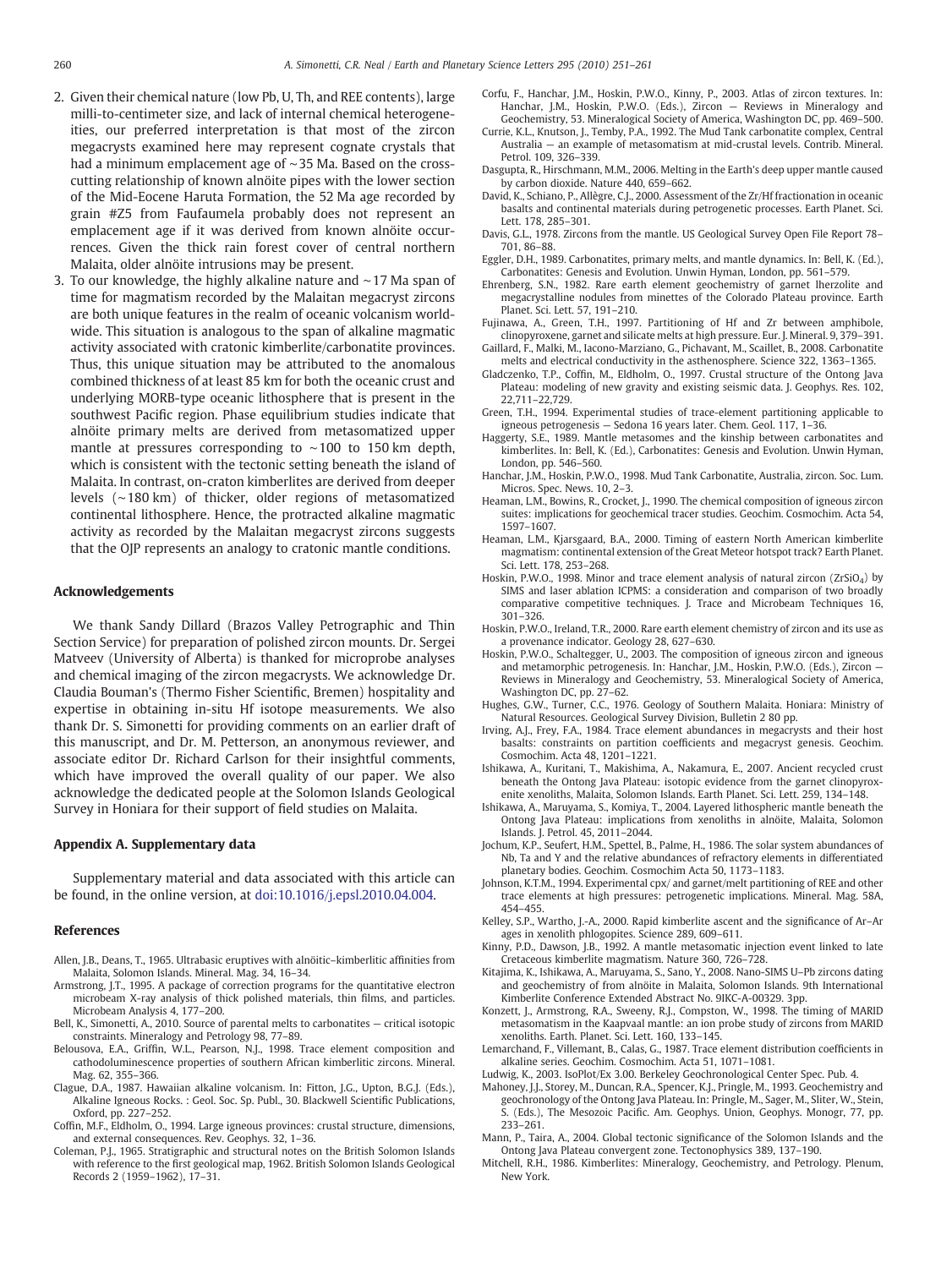2. Given their chemical nature (low Pb, U, Th, and REE contents), large milli-to-centimeter size, and lack of internal chemical heterogeneities, our preferred interpretation is that most of the zircon megacrysts examined here may represent cognate crystals that had a minimum emplacement age of ~35 Ma. Based on the cross-cutting relationship of known alnöite pipes with the lower section of the Mid-Eocene Haruta Formation, the 52 Ma age recorded by grain #Z5 from Faufaumela probably does not represent an emplacement age if it was derived from known alnöite occurrences. Given the thick rain forest cover of central northern Malaita, older alnöite intrusions may be present.
3. To our knowledge, the highly alkaline nature and ~17 Ma span of time for magmatism recorded by the Malaitan megacryst zircons are both unique features in the realm of oceanic volcanism worldwide. This situation is analogous to the span of alkaline magmatic activity associated with cratonic kimberlite/carbonatite provinces. Thus, this unique situation may be attributed to the anomalous combined thickness of at least 85 km for both the oceanic crust and underlying MORB-type oceanic lithosphere that is present in the southwest Pacific region. Phase equilibrium studies indicate that alnöite primary melts are derived from metasomatized upper mantle at pressures corresponding to ~100 to 150 km depth, which is consistent with the tectonic setting beneath the island of Malaita. In contrast, on-craton kimberlites are derived from deeper levels (~180 km) of thicker, older regions of metasomatized continental lithosphere. Hence, the protracted alkaline magmatic activity as recorded by the Malaitan megacryst zircons suggests that the OJP represents an analogy to cratonic mantle conditions.

## Acknowledgements

We thank Sandy Dillard (Brazos Valley Petrographic and Thin Section Service) for preparation of polished zircon mounts. Dr. Sergei Matveev (University of Alberta) is thanked for microprobe analyses and chemical imaging of the zircon megacrysts. We acknowledge Dr. Claudia Bouman's (Thermo Fisher Scientific, Bremen) hospitality and expertise in obtaining in-situ Hf isotope measurements. We also thank Dr. S. Simonetti for providing comments on an earlier draft of this manuscript, and Dr. M. Petterson, an anonymous reviewer, and associate editor Dr. Richard Carlson for their insightful comments, which have improved the overall quality of our paper. We also acknowledge the dedicated people at the Solomon Islands Geological Survey in Honiara for their support of field studies on Malaita.

## Appendix A. Supplementary data

Supplementary material and data associated with this article can be found, in the online version, at doi:10.1016/j.epsl.2010.04.004.

## References

Allen, J.B., Deans, T., 1965. Ultrabasic eruptives with alnöitic–kimberlitic affinities from Malaita, Solomon Islands. Mineral. Mag. 34, 16–34.

Armstrong, J.T., 1995. A package of correction programs for the quantitative electron microbeam X-ray analysis of thick polished materials, thin films, and particles. Microbeam Analysis 4, 177–200.

Bell, K., Simonetti, A., 2010. Source of parental melts to carbonatites — critical isotopic constraints. Mineralogy and Petrology 98, 77–89.

Belousova, E.A., Griffin, W.L., Pearson, N.J., 1998. Trace element composition and cathodoluminescence properties of southern African kimberlitic zircons. Mineral. Mag. 62, 355–366.

Clague, D.A., 1987. Hawaiian alkaline volcanism. In: Fitton, J.G., Upton, B.G.J. (Eds.), Alkaline Igneous Rocks. : Geol. Soc. Sp. Publ., 30. Blackwell Scientific Publications, Oxford, pp. 227–252.

Coffin, M.F., Eldholm, O., 1994. Large igneous provinces: crustal structure, dimensions, and external consequences. Rev. Geophys. 32, 1–36.

Coleman, P.J., 1965. Stratigraphic and structural notes on the British Solomon Islands with reference to the first geological map, 1962. British Solomon Islands Geological Records 2 (1959–1962), 17–31.

Corfu, F., Hanchar, J.M., Hoskin, P.W.O., Kinny, P., 2003. Atlas of zircon textures. In: Hanchar, J.M., Hoskin, P.W.O. (Eds.), Zircon — Reviews in Mineralogy and Geochemistry, 53. Mineralogical Society of America, Washington DC, pp. 469–500.

Currie, K.L., Knutson, J., Temby, P.A., 1992. The Mud Tank carbonatite complex, Central Australia — an example of metasomatism at mid-crustal levels. Contrib. Mineral. Petrol. 109, 326–339.

Dasgupta, R., Hirschmann, M.M., 2006. Melting in the Earth's deep upper mantle caused by carbon dioxide. Nature 440, 659–662.

David, K., Schiano, P., Allègre, C.J., 2000. Assessment of the Zr/Hf fractionation in oceanic basalts and continental materials during petrogenetic processes. Earth Planet. Sci. Lett. 178, 285–301.

Davis, G.L., 1978. Zircons from the mantle. US Geological Survey Open File Report 78–701, 86–88.

Eggler, D.H., 1989. Carbonatites, primary melts, and mantle dynamics. In: Bell, K. (Ed.), Carbonatites: Genesis and Evolution. Unwin Hyman, London, pp. 561–579.

Ehrenberg, S.N., 1982. Rare earth element geochemistry of garnet lherzolite and megacrystalline nodules from minettes of the Colorado Plateau province. Earth Planet. Sci. Lett. 57, 191–210.

Fujinawa, A., Green, T.H., 1997. Partitioning of Hf and Zr between amphibole, clinopyroxene, garnet and silicate melts at high pressure. Eur. J. Mineral. 9, 379–391.

Gaillard, F., Malki, M., Iacono-Marziano, G., Pichavant, M., Scaillet, B., 2008. Carbonatite melts and electrical conductivity in the asthenosphere. Science 322, 1363–1365.

Gladczenko, T.P., Coffin, M., Eldholm, O., 1997. Crustal structure of the Ontong Java Plateau: modeling of new gravity and existing seismic data. J. Geophys. Res. 102, 22,711–22,729.

Green, T.H., 1994. Experimental studies of trace-element partitioning applicable to igneous petrogenesis — Sedona 16 years later. Chem. Geol. 117, 1–36.

Haggerty, S.E., 1989. Mantle metasomes and the kinship between carbonatites and kimberlites. In: Bell, K. (Ed.), Carbonatites: Genesis and Evolution. Unwin Hyman, London, pp. 546–560.

Hanchar, J.M., Hoskin, P.W.O., 1998. Mud Tank Carbonatite, Australia, zircon. Soc. Lum. Micros. Spec. News. 10, 2–3.

Heaman, L.M., Bowins, R., Crocket, J., 1990. The chemical composition of igneous zircon suites: implications for geochemical tracer studies. Geochim. Cosmochim. Acta 54, 1597–1607.

Heaman, L.M., Kjarsgaard, B.A., 2000. Timing of eastern North American kimberlite magmatism: continental extension of the Great Meteor hotspot track? Earth Planet. Sci. Lett. 178, 253–268.

Hoskin, P.W.O., 1998. Minor and trace element analysis of natural zircon ($ZrSiO_4$) by SIMS and laser ablation ICPMS: a consideration and comparison of two broadly comparative competitive techniques. J. Trace and Microbeam Techniques 16, 301–326.

Hoskin, P.W.O., Ireland, T.R., 2000. Rare earth element chemistry of zircon and its use as a provenance indicator. Geology 28, 627–630.

Hoskin, P.W.O., Schaltegger, U., 2003. The composition of igneous zircon and igneous and metamorphic petrogenesis. In: Hanchar, J.M., Hoskin, P.W.O. (Eds.), Zircon — Reviews in Mineralogy and Geochemistry, 53. Mineralogical Society of America, Washington DC, pp. 27–62.

Hughes, G.W., Turner, C.C., 1976. Geology of Southern Malaita. Honiara: Ministry of Natural Resources. Geological Survey Division, Bulletin 2 80 pp.

Irving, A.J., Frey, F.A., 1984. Trace element abundances in megacrysts and their host basalts: constraints on partition coefficients and megacryst genesis. Geochim. Cosmochim. Acta 48, 1201–1221.

Ishikawa, A., Kuritani, T., Makishima, A., Nakamura, E., 2007. Ancient recycled crust beneath the Ontong Java Plateau: isotopic evidence from the garnet clinopyroxenite xenoliths, Malaita, Solomon Islands. Earth Planet. Sci. Lett. 259, 134–148.

Ishikawa, A., Maruyama, S., Komiya, T., 2004. Layered lithospheric mantle beneath the Ontong Java Plateau: implications from xenoliths in alnöite, Malaita, Solomon Islands. J. Petrol. 45, 2011–2044.

Jochum, K.P., Seufert, H.M., Spettel, B., Palme, H., 1986. The solar system abundances of Nb, Ta and Y and the relative abundances of refractory elements in differentiated planetary bodies. Geochim. Cosmochim Acta 50, 1173–1183.

Johnson, K.T.M., 1994. Experimental cpx/ and garnet/melt partitioning of REE and other trace elements at high pressures: petrogenetic implications. Mineral. Mag. 58A, 454–455.

Kelley, S.P., Wartho, J.-A., 2000. Rapid kimberlite ascent and the significance of Ar–Ar ages in xenolith phlogopites. Science 289, 609–611.

Kinny, P.D., Dawson, J.B., 1992. A mantle metasomatic injection event linked to late Cretaceous kimberlite magmatism. Nature 360, 726–728.

Kitajima, K., Ishikawa, A., Maruyama, S., Sano, Y., 2008. Nano-SIMS U–Pb zircons dating and geochemistry of from alnöite in Malaita, Solomon Islands. 9th International Kimberlite Conference Extended Abstract No. 9IKC-A-00329. 3pp.

Konzett, J., Armstrong, R.A., Sweeny, R.J., Compston, W., 1998. The timing of MARID metasomatism in the Kaapvaal mantle: an ion probe study of zircons from MARID xenoliths. Earth. Planet. Sci. Lett. 160, 133–145.

Lemarchand, F., Villemant, B., Calas, G., 1987. Trace element distribution coefficients in alkaline series. Geochim. Cosmochim. Acta 51, 1071–1081.

Ludwig, K., 2003. IsoPlot/Ex 3.00. Berkeley Geochronological Center Spec. Pub. 4.

Mahoney, J.J., Storey, M., Duncan, R.A., Spencer, K.J., Pringle, M., 1993. Geochemistry and geochronology of the Ontong Java Plateau. In: Pringle, M., Sager, M., Sliter, W., Stein, S. (Eds.), The Mesozoic Pacific. Am. Geophys. Union, Geophys. Monogr, 77, pp. 233–261.

Mann, P., Taira, A., 2004. Global tectonic significance of the Solomon Islands and the Ontong Java Plateau convergent zone. Tectonophysics 389, 137–190.

Mitchell, R.H., 1986. Kimberlites: Mineralogy, Geochemistry, and Petrology. Plenum, New York.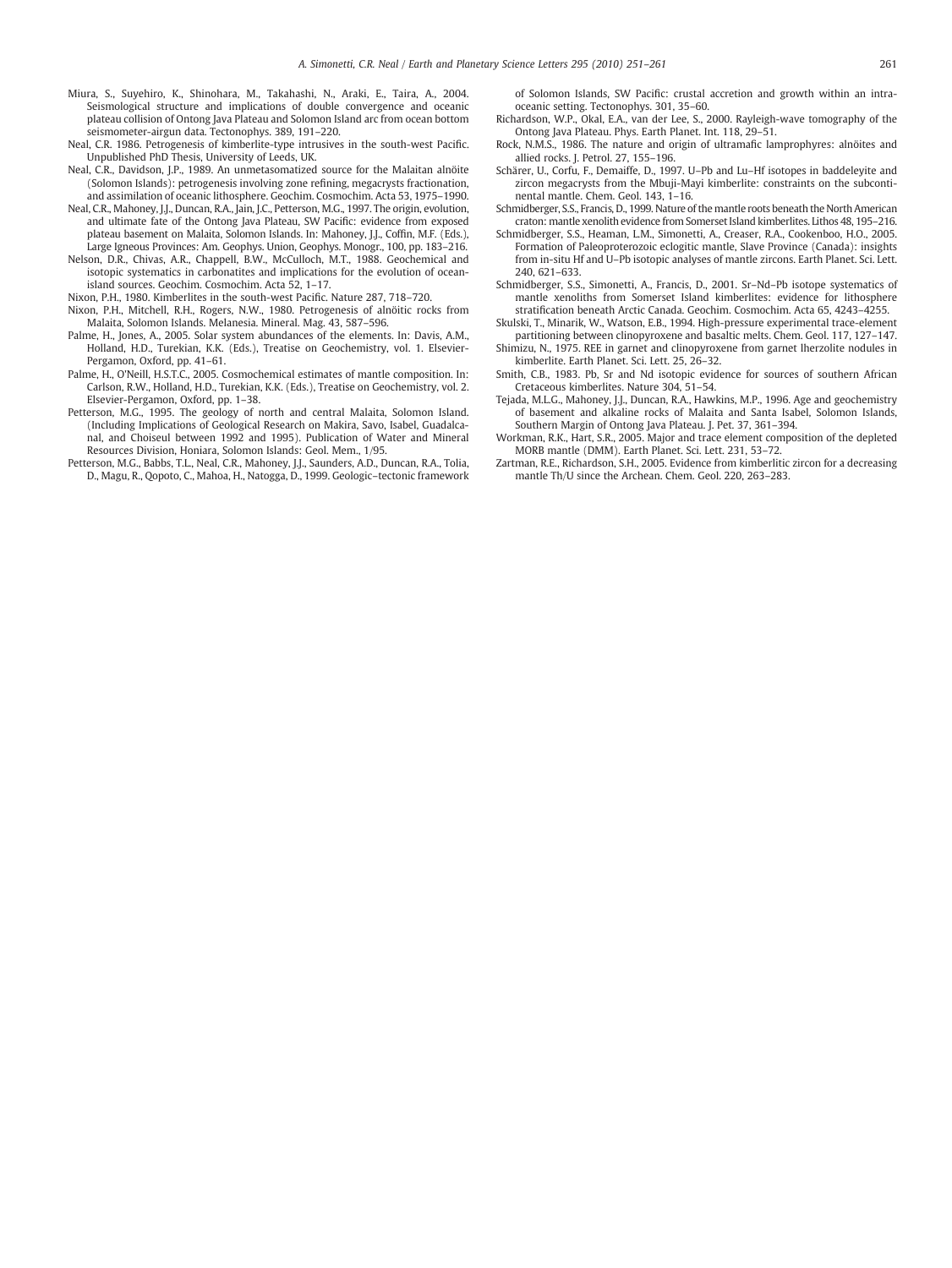Miura, S., Suyehiro, K., Shinohara, M., Takahashi, N., Araki, E., Taira, A., 2004. Seismological structure and implications of double convergence and oceanic plateau collision of Ontong Java Plateau and Solomon Island arc from ocean bottom seismometer-airgun data. Tectonophys. 389, 191–220.

Neal, C.R. 1986. Petrogenesis of kimberlite-type intrusives in the south-west Pacific. Unpublished PhD Thesis, University of Leeds, UK.

Neal, C.R., Davidson, J.P., 1989. An unmetasomatized source for the Malaitan alnöite (Solomon Islands): petrogenesis involving zone refining, megacrysts fractionation, and assimilation of oceanic lithosphere. Geochim. Cosmochim. Acta 53, 1975–1990.

Neal, C.R., Mahoney, J.J., Duncan, R.A., Jain, J.C., Petterson, M.G., 1997. The origin, evolution, and ultimate fate of the Ontong Java Plateau, SW Pacific: evidence from exposed plateau basement on Malaita, Solomon Islands. In: Mahoney, J.J., Coffin, M.F. (Eds.), Large Igneous Provinces: Am. Geophys. Union, Geophys. Monogr., 100, pp. 183–216.

Nelson, D.R., Chivas, A.R., Chappell, B.W., McCulloch, M.T., 1988. Geochemical and isotopic systematics in carbonatites and implications for the evolution of ocean-island sources. Geochim. Cosmochim. Acta 52, 1–17.

Nixon, P.H., 1980. Kimberlites in the south-west Pacific. Nature 287, 718–720.

Nixon, P.H., Mitchell, R.H., Rogers, N.W., 1980. Petrogenesis of alnöitic rocks from Malaita, Solomon Islands. Melanesia. Mineral. Mag. 43, 587–596.

Palme, H., Jones, A., 2005. Solar system abundances of the elements. In: Davis, A.M., Holland, H.D., Turekian, K.K. (Eds.), Treatise on Geochemistry, vol. 1. Elsevier-Pergamon, Oxford, pp. 41–61.

Palme, H., O'Neill, H.S.T.C., 2005. Cosmochemical estimates of mantle composition. In: Carlson, R.W., Holland, H.D., Turekian, K.K. (Eds.), Treatise on Geochemistry, vol. 2. Elsevier-Pergamon, Oxford, pp. 1–38.

Petterson, M.G., 1995. The geology of north and central Malaita, Solomon Island. (Including Implications of Geological Research on Makira, Savo, Isabel, Guadalcanal, and Choiseul between 1992 and 1995). Publication of Water and Mineral Resources Division, Honiara, Solomon Islands: Geol. Mem., 1/95.

Petterson, M.G., Babbs, T.L., Neal, C.R., Mahoney, J.J., Saunders, A.D., Duncan, R.A., Tolia, D., Magu, R., Qopoto, C., Mahoa, H., Natogga, D., 1999. Geologic–tectonic framework of Solomon Islands, SW Pacific: crustal accretion and growth within an intra-oceanic setting. Tectonophys. 301, 35–60.

Richardson, W.P., Okal, E.A., van der Lee, S., 2000. Rayleigh-wave tomography of the Ontong Java Plateau. Phys. Earth Planet. Int. 118, 29–51.

Rock, N.M.S., 1986. The nature and origin of ultramafic lamprophyres: alnöites and allied rocks. J. Petrol. 27, 155–196.

Schärer, U., Corfu, F., Demaiffe, D., 1997. U–Pb and Lu–Hf isotopes in baddeleyite and zircon megacrysts from the Mbuji-Mayi kimberlite: constraints on the subcontinental mantle. Chem. Geol. 143, 1–16.

Schmidberger, S.S., Francis, D., 1999. Nature of the mantle roots beneath the North American craton: mantle xenolith evidence from Somerset Island kimberlites. Lithos 48, 195–216.

Schmidberger, S.S., Heaman, L.M., Simonetti, A., Creaser, R.A., Cookenboo, H.O., 2005. Formation of Paleoproterozoic eclogitic mantle, Slave Province (Canada): insights from in-situ Hf and U–Pb isotopic analyses of mantle zircons. Earth Planet. Sci. Lett. 240, 621–633.

Schmidberger, S.S., Simonetti, A., Francis, D., 2001. Sr–Nd–Pb isotope systematics of mantle xenoliths from Somerset Island kimberlites: evidence for lithosphere stratification beneath Arctic Canada. Geochim. Cosmochim. Acta 65, 4243–4255.

Skulski, T., Minarik, W., Watson, E.B., 1994. High-pressure experimental trace-element partitioning between clinopyroxene and basaltic melts. Chem. Geol. 117, 127–147.

Shimizu, N., 1975. REE in garnet and clinopyroxene from garnet lherzolite nodules in kimberlite. Earth Planet. Sci. Lett. 25, 26–32.

Smith, C.B., 1983. Pb, Sr and Nd isotopic evidence for sources of southern African Cretaceous kimberlites. Nature 304, 51–54.

Tejada, M.L.G., Mahoney, J.J., Duncan, R.A., Hawkins, M.P., 1996. Age and geochemistry of basement and alkaline rocks of Malaita and Santa Isabel, Solomon Islands, Southern Margin of Ontong Java Plateau. J. Pet. 37, 361–394.

Workman, R.K., Hart, S.R., 2005. Major and trace element composition of the depleted MORB mantle (DMM). Earth Planet. Sci. Lett. 231, 53–72.

Zartman, R.E., Richardson, S.H., 2005. Evidence from kimberlitic zircon for a decreasing mantle Th/U since the Archean. Chem. Geol. 220, 263–283.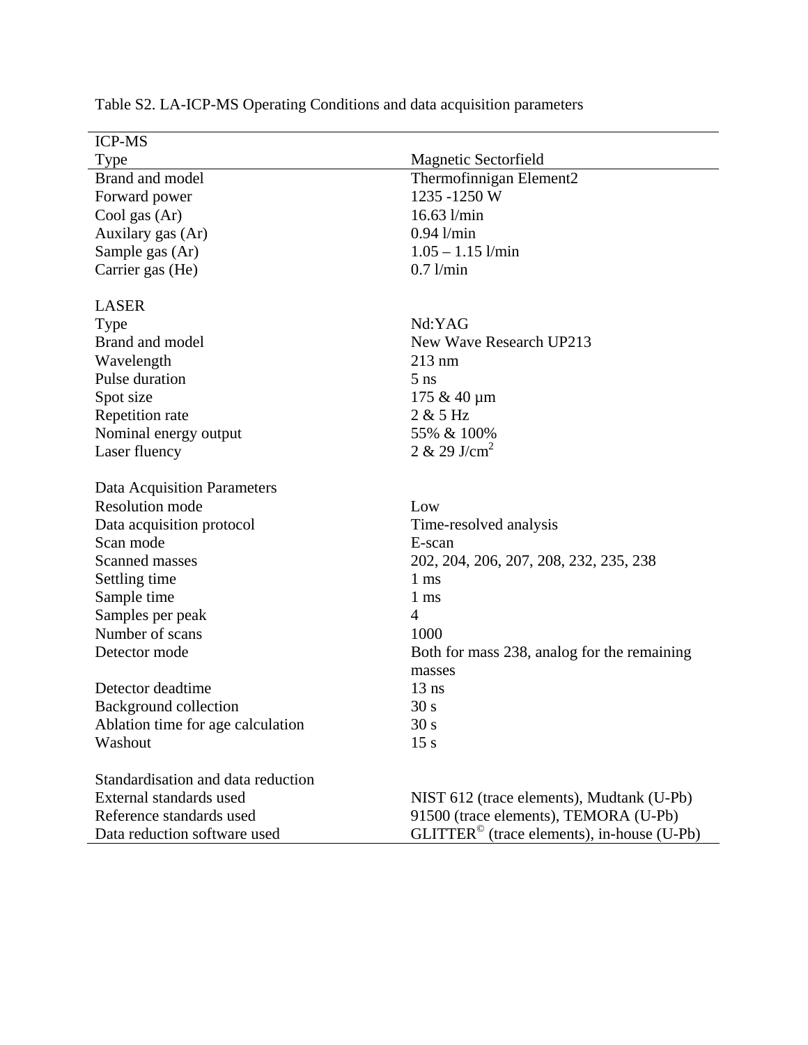Table S2. LA-ICP-MS Operating Conditions and data acquisition parameters

| ICP-MS | |
|---|---|
| Type | Magnetic Sectorfield |
| Brand and model | Thermofinnigan Element2 |
| Forward power | 1235 -1250 W |
| Cool gas (Ar) | 16.63 l/min |
| Auxilary gas (Ar) | 0.94 l/min |
| Sample gas (Ar) | 1.05 – 1.15 l/min |
| Carrier gas (He) | 0.7 l/min |
| | |
| LASER | |
| Type | Nd:YAG |
| Brand and model | New Wave Research UP213 |
| Wavelength | 213 nm |
| Pulse duration | 5 ns |
| Spot size | 175 & 40 µm |
| Repetition rate | 2 & 5 Hz |
| Nominal energy output | 55% & 100% |
| Laser fluency | 2 & 29 J/cm$^2$ |
| | |
| Data Acquisition Parameters | |
| Resolution mode | Low |
| Data acquisition protocol | Time-resolved analysis |
| Scan mode | E-scan |
| Scanned masses | 202, 204, 206, 207, 208, 232, 235, 238 |
| Settling time | 1 ms |
| Sample time | 1 ms |
| Samples per peak | 4 |
| Number of scans | 1000 |
| Detector mode | Both for mass 238, analog for the remaining masses |
| Detector deadtime | 13 ns |
| Background collection | 30 s |
| Ablation time for age calculation | 30 s |
| Washout | 15 s |
| | |
| Standardisation and data reduction | |
| External standards used | NIST 612 (trace elements), Mudtank (U-Pb) |
| Reference standards used | 91500 (trace elements), TEMORA (U-Pb) |
| Data reduction software used | GLITTER© (trace elements), in-house (U-Pb) |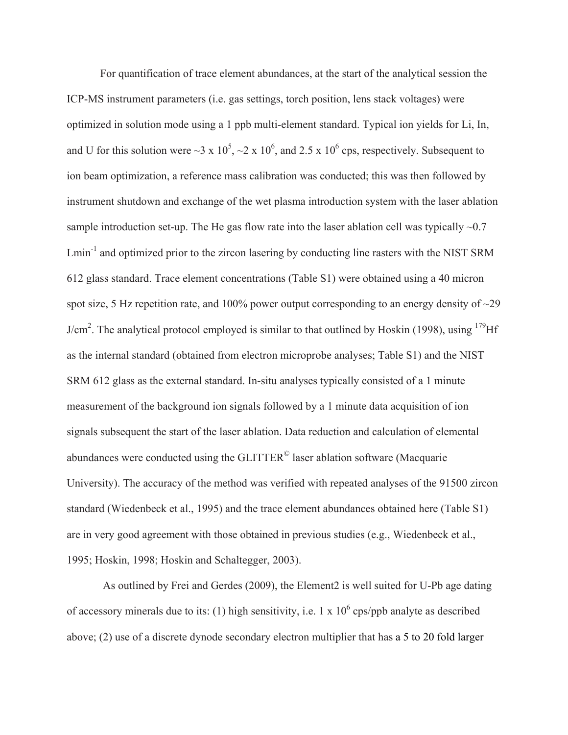For quantification of trace element abundances, at the start of the analytical session the ICP-MS instrument parameters (i.e. gas settings, torch position, lens stack voltages) were optimized in solution mode using a 1 ppb multi-element standard. Typical ion yields for Li, In, and U for this solution were ~3 x $10^5$, ~2 x $10^6$, and 2.5 x $10^6$ cps, respectively. Subsequent to ion beam optimization, a reference mass calibration was conducted; this was then followed by instrument shutdown and exchange of the wet plasma introduction system with the laser ablation sample introduction set-up. The He gas flow rate into the laser ablation cell was typically ~0.7 $Lmin^{-1}$ and optimized prior to the zircon lasering by conducting line rasters with the NIST SRM 612 glass standard. Trace element concentrations (Table S1) were obtained using a 40 micron spot size, 5 Hz repetition rate, and 100% power output corresponding to an energy density of ~29 $J/cm^2$. The analytical protocol employed is similar to that outlined by Hoskin (1998), using $^{179}Hf$ as the internal standard (obtained from electron microprobe analyses; Table S1) and the NIST SRM 612 glass as the external standard. In-situ analyses typically consisted of a 1 minute measurement of the background ion signals followed by a 1 minute data acquisition of ion signals subsequent the start of the laser ablation. Data reduction and calculation of elemental abundances were conducted using the GLITTER© laser ablation software (Macquarie University). The accuracy of the method was verified with repeated analyses of the 91500 zircon standard (Wiedenbeck et al., 1995) and the trace element abundances obtained here (Table S1) are in very good agreement with those obtained in previous studies (e.g., Wiedenbeck et al., 1995; Hoskin, 1998; Hoskin and Schaltegger, 2003).

As outlined by Frei and Gerdes (2009), the Element2 is well suited for U-Pb age dating of accessory minerals due to its: (1) high sensitivity, i.e. 1 x $10^6$ cps/ppb analyte as described above; (2) use of a discrete dynode secondary electron multiplier that has a 5 to 20 fold larger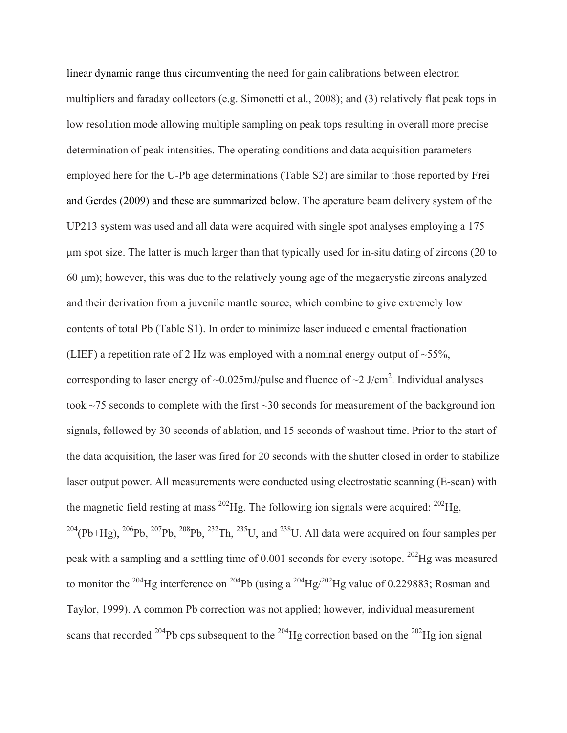linear dynamic range thus circumventing the need for gain calibrations between electron multipliers and faraday collectors (e.g. Simonetti et al., 2008); and (3) relatively flat peak tops in low resolution mode allowing multiple sampling on peak tops resulting in overall more precise determination of peak intensities. The operating conditions and data acquisition parameters employed here for the U-Pb age determinations (Table S2) are similar to those reported by Frei and Gerdes (2009) and these are summarized below. The aperature beam delivery system of the UP213 system was used and all data were acquired with single spot analyses employing a 175 μm spot size. The latter is much larger than that typically used for in-situ dating of zircons (20 to 60 μm); however, this was due to the relatively young age of the megacrystic zircons analyzed and their derivation from a juvenile mantle source, which combine to give extremely low contents of total Pb (Table S1). In order to minimize laser induced elemental fractionation (LIEF) a repetition rate of 2 Hz was employed with a nominal energy output of ~55%, corresponding to laser energy of ~0.025mJ/pulse and fluence of ~2 J/cm$^2$. Individual analyses took ~75 seconds to complete with the first ~30 seconds for measurement of the background ion signals, followed by 30 seconds of ablation, and 15 seconds of washout time. Prior to the start of the data acquisition, the laser was fired for 20 seconds with the shutter closed in order to stabilize laser output power. All measurements were conducted using electrostatic scanning (E-scan) with the magnetic field resting at mass $^{202}$Hg. The following ion signals were acquired: $^{202}$Hg, $^{204}$(Pb+Hg), $^{206}$Pb, $^{207}$Pb, $^{208}$Pb, $^{232}$Th, $^{235}$U, and $^{238}$U. All data were acquired on four samples per peak with a sampling and a settling time of 0.001 seconds for every isotope. $^{202}$Hg was measured to monitor the $^{204}$Hg interference on $^{204}$Pb (using a $^{204}$Hg/$^{202}$Hg value of 0.229883; Rosman and Taylor, 1999). A common Pb correction was not applied; however, individual measurement scans that recorded $^{204}$Pb cps subsequent to the $^{204}$Hg correction based on the $^{202}$Hg ion signal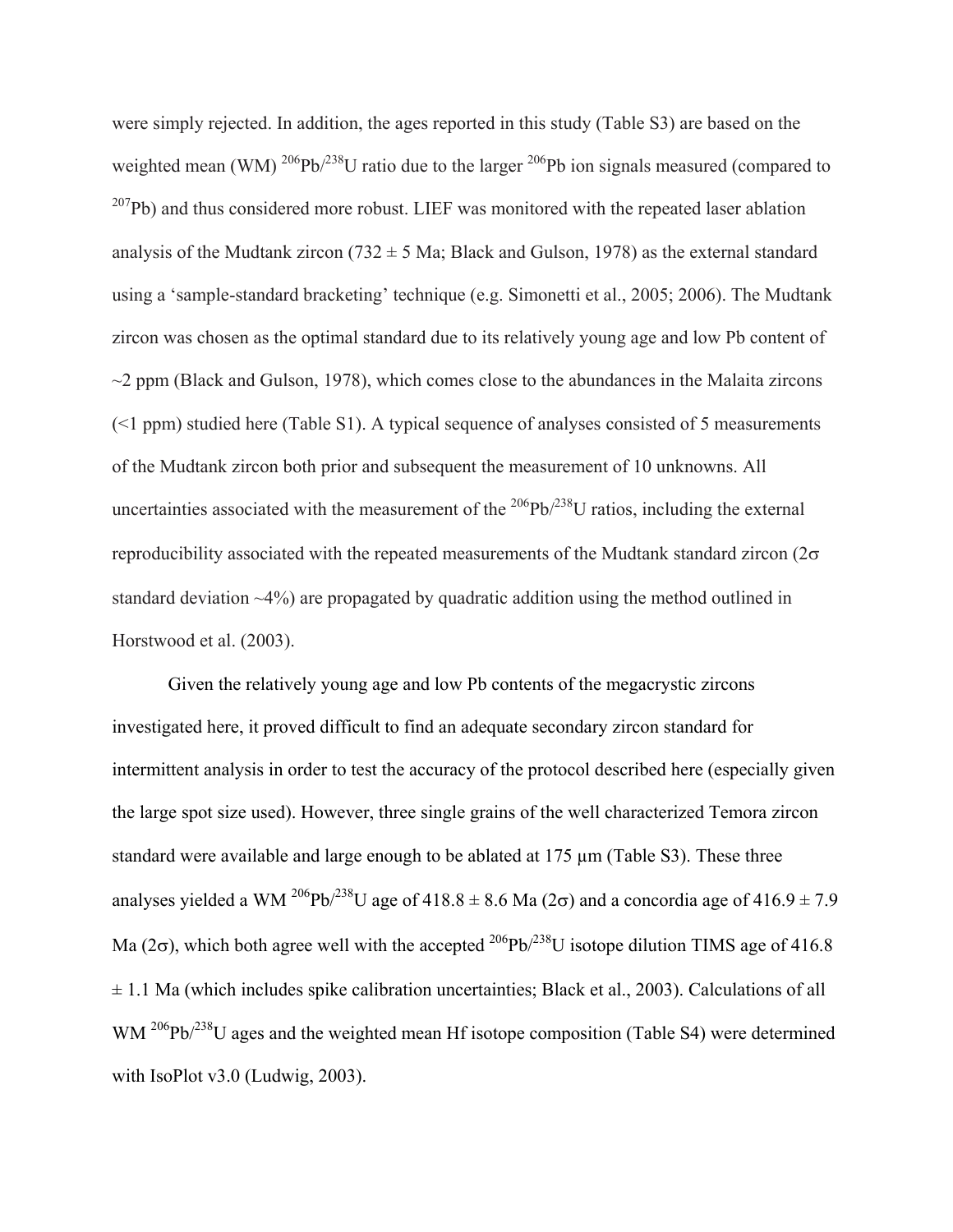were simply rejected. In addition, the ages reported in this study (Table S3) are based on the weighted mean (WM) $^{206}Pb/^{238}U$ ratio due to the larger $^{206}Pb$ ion signals measured (compared to $^{207}Pb$) and thus considered more robust. LIEF was monitored with the repeated laser ablation analysis of the Mudtank zircon (732 ± 5 Ma; Black and Gulson, 1978) as the external standard using a 'sample-standard bracketing' technique (e.g. Simonetti et al., 2005; 2006). The Mudtank zircon was chosen as the optimal standard due to its relatively young age and low Pb content of ~2 ppm (Black and Gulson, 1978), which comes close to the abundances in the Malaita zircons (<1 ppm) studied here (Table S1). A typical sequence of analyses consisted of 5 measurements of the Mudtank zircon both prior and subsequent the measurement of 10 unknowns. All uncertainties associated with the measurement of the $^{206}Pb/^{238}U$ ratios, including the external reproducibility associated with the repeated measurements of the Mudtank standard zircon ($2\sigma$ standard deviation ~4%) are propagated by quadratic addition using the method outlined in Horstwood et al. (2003).

Given the relatively young age and low Pb contents of the megacrystic zircons investigated here, it proved difficult to find an adequate secondary zircon standard for intermittent analysis in order to test the accuracy of the protocol described here (especially given the large spot size used). However, three single grains of the well characterized Temora zircon standard were available and large enough to be ablated at 175 μm (Table S3). These three analyses yielded a WM $^{206}Pb/^{238}U$ age of 418.8 ± 8.6 Ma ($2\sigma$) and a concordia age of 416.9 ± 7.9 Ma ($2\sigma$), which both agree well with the accepted $^{206}Pb/^{238}U$ isotope dilution TIMS age of 416.8 ± 1.1 Ma (which includes spike calibration uncertainties; Black et al., 2003). Calculations of all WM $^{206}Pb/^{238}U$ ages and the weighted mean Hf isotope composition (Table S4) were determined with IsoPlot v3.0 (Ludwig, 2003).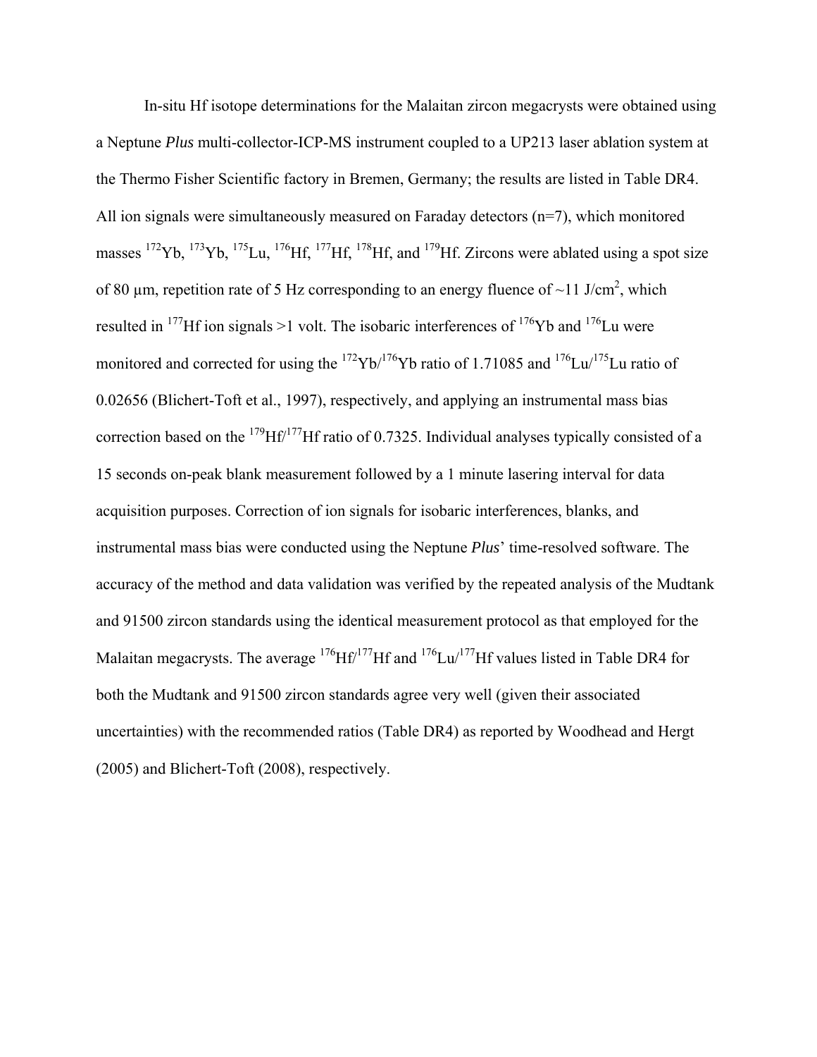In-situ Hf isotope determinations for the Malaitan zircon megacrysts were obtained using a Neptune *Plus* multi-collector-ICP-MS instrument coupled to a UP213 laser ablation system at the Thermo Fisher Scientific factory in Bremen, Germany; the results are listed in Table DR4. All ion signals were simultaneously measured on Faraday detectors (n=7), which monitored masses $^{172}$Yb, $^{173}$Yb, $^{175}$Lu, $^{176}$Hf, $^{177}$Hf, $^{178}$Hf, and $^{179}$Hf. Zircons were ablated using a spot size of 80 µm, repetition rate of 5 Hz corresponding to an energy fluence of ~11 J/cm$^2$, which resulted in $^{177}$Hf ion signals >1 volt. The isobaric interferences of $^{176}$Yb and $^{176}$Lu were monitored and corrected for using the $^{172}$Yb/$^{176}$Yb ratio of 1.71085 and $^{176}$Lu/$^{175}$Lu ratio of 0.02656 (Blichert-Toft et al., 1997), respectively, and applying an instrumental mass bias correction based on the $^{179}$Hf/$^{177}$Hf ratio of 0.7325. Individual analyses typically consisted of a 15 seconds on-peak blank measurement followed by a 1 minute lasering interval for data acquisition purposes. Correction of ion signals for isobaric interferences, blanks, and instrumental mass bias were conducted using the Neptune *Plus*' time-resolved software. The accuracy of the method and data validation was verified by the repeated analysis of the Mudtank and 91500 zircon standards using the identical measurement protocol as that employed for the Malaitan megacrysts. The average $^{176}$Hf/$^{177}$Hf and $^{176}$Lu/$^{177}$Hf values listed in Table DR4 for both the Mudtank and 91500 zircon standards agree very well (given their associated uncertainties) with the recommended ratios (Table DR4) as reported by Woodhead and Hergt (2005) and Blichert-Toft (2008), respectively.